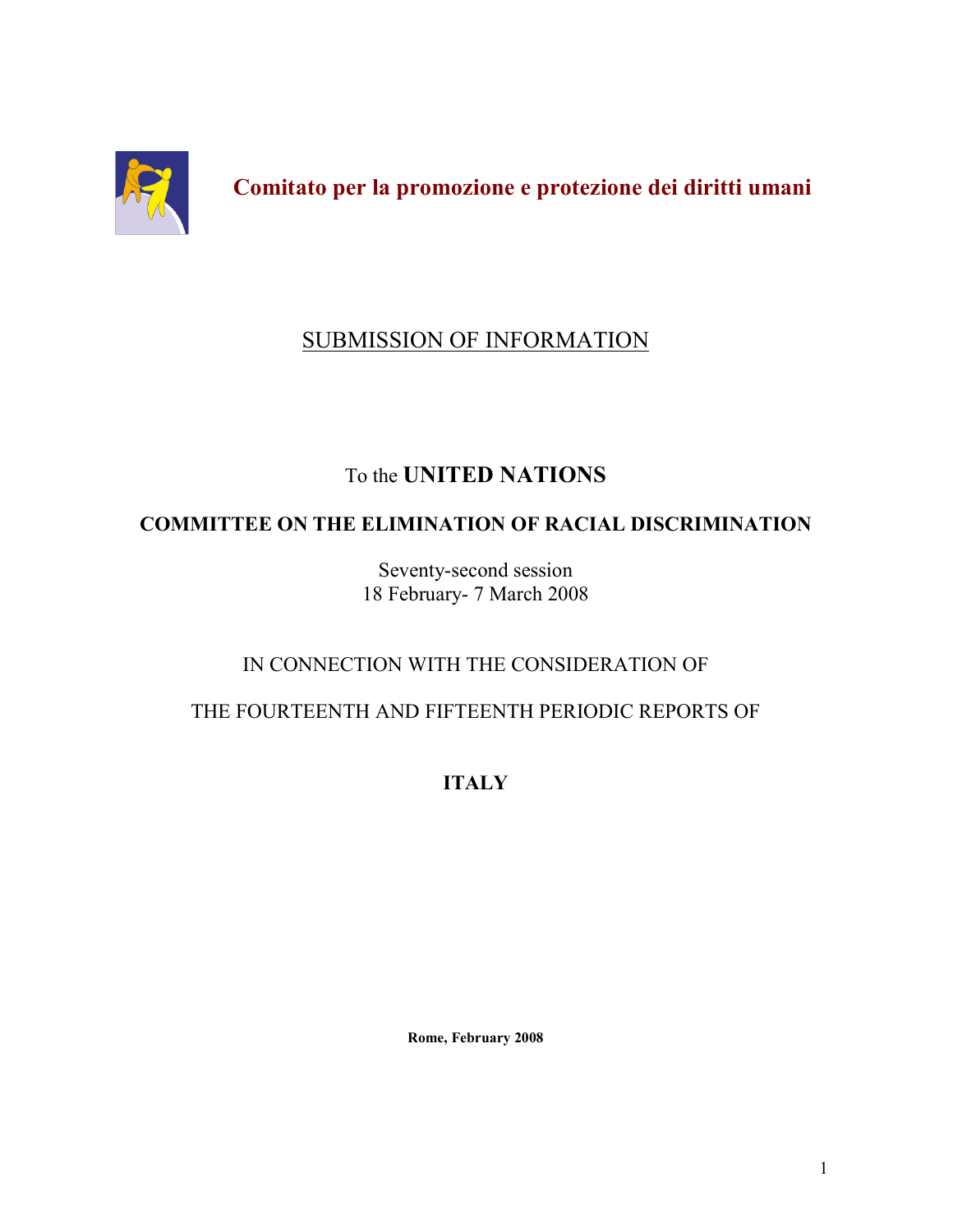**Comitato per la promozione e protezione dei diritti umani**

# SUBMISSION OF INFORMATION

To the **UNITED NATIONS**

**COMMITTEE ON THE ELIMINATION OF RACIAL DISCRIMINATION**

Seventy-second session
18 February- 7 March 2008

IN CONNECTION WITH THE CONSIDERATION OF

THE FOURTEENTH AND FIFTEENTH PERIODIC REPORTS OF

**ITALY**

**Rome, February 2008**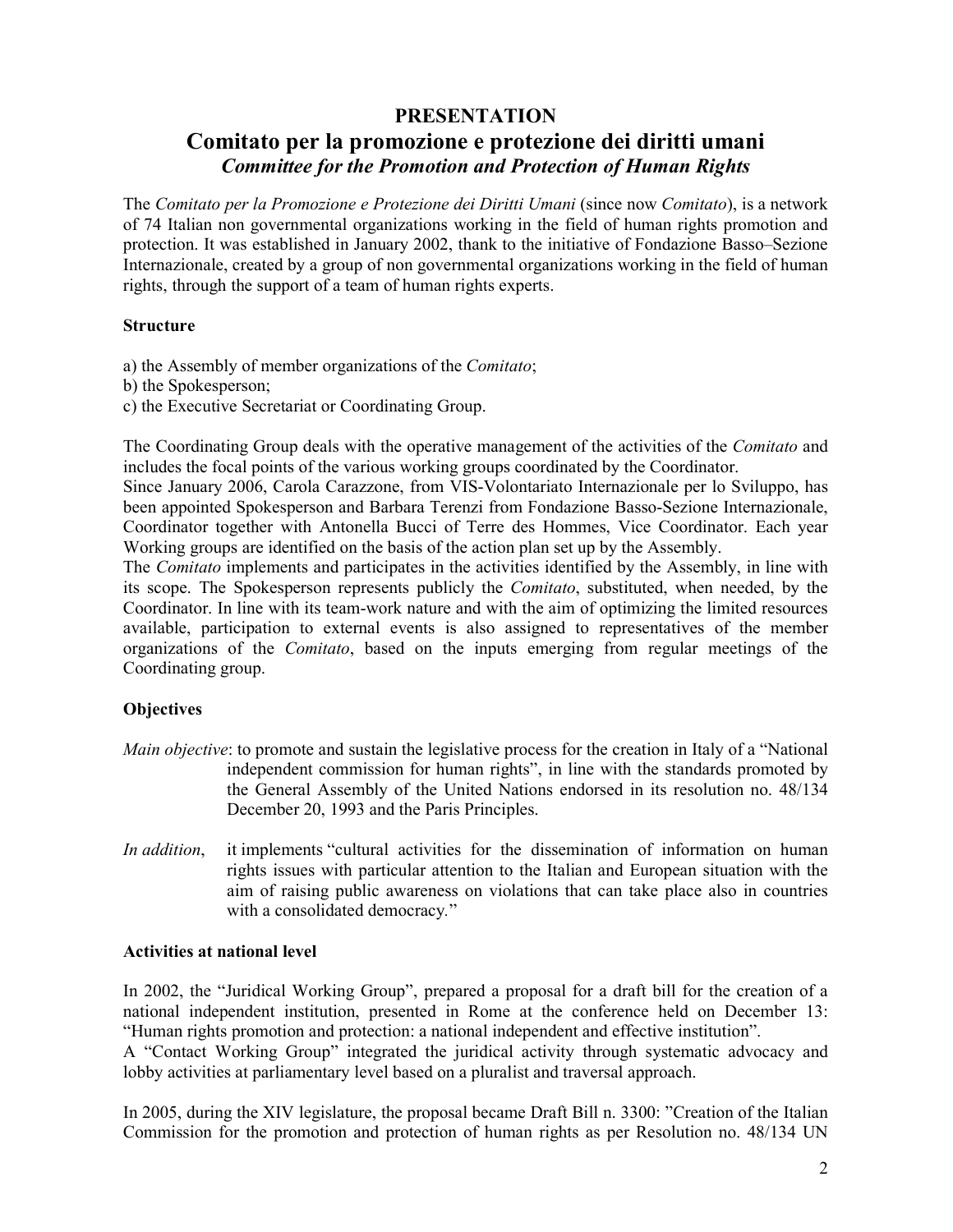# PRESENTATION

## Comitato per la promozione e protezione dei diritti umani

### *Committee for the Promotion and Protection of Human Rights*

The *Comitato per la Promozione e Protezione dei Diritti Umani* (since now *Comitato*), is a network of 74 Italian non governmental organizations working in the field of human rights promotion and protection. It was established in January 2002, thank to the initiative of Fondazione Basso–Sezione Internazionale, created by a group of non governmental organizations working in the field of human rights, through the support of a team of human rights experts.

**Structure**

a) the Assembly of member organizations of the *Comitato*;
b) the Spokesperson;
c) the Executive Secretariat or Coordinating Group.

The Coordinating Group deals with the operative management of the activities of the *Comitato* and includes the focal points of the various working groups coordinated by the Coordinator.
Since January 2006, Carola Carazzone, from VIS-Volontariato Internazionale per lo Sviluppo, has been appointed Spokesperson and Barbara Terenzi from Fondazione Basso-Sezione Internazionale, Coordinator together with Antonella Bucci of Terre des Hommes, Vice Coordinator. Each year Working groups are identified on the basis of the action plan set up by the Assembly.
The *Comitato* implements and participates in the activities identified by the Assembly, in line with its scope. The Spokesperson represents publicly the *Comitato*, substituted, when needed, by the Coordinator. In line with its team-work nature and with the aim of optimizing the limited resources available, participation to external events is also assigned to representatives of the member organizations of the *Comitato*, based on the inputs emerging from regular meetings of the Coordinating group.

**Objectives**

*Main objective*: to promote and sustain the legislative process for the creation in Italy of a "National independent commission for human rights", in line with the standards promoted by the General Assembly of the United Nations endorsed in its resolution no. 48/134 December 20, 1993 and the Paris Principles.

*In addition*, it implements "cultural activities for the dissemination of information on human rights issues with particular attention to the Italian and European situation with the aim of raising public awareness on violations that can take place also in countries with a consolidated democracy."

**Activities at national level**

In 2002, the "Juridical Working Group", prepared a proposal for a draft bill for the creation of a national independent institution, presented in Rome at the conference held on December 13: "Human rights promotion and protection: a national independent and effective institution".
A "Contact Working Group" integrated the juridical activity through systematic advocacy and lobby activities at parliamentary level based on a pluralist and traversal approach.

In 2005, during the XIV legislature, the proposal became Draft Bill n. 3300: "Creation of the Italian Commission for the promotion and protection of human rights as per Resolution no. 48/134 UN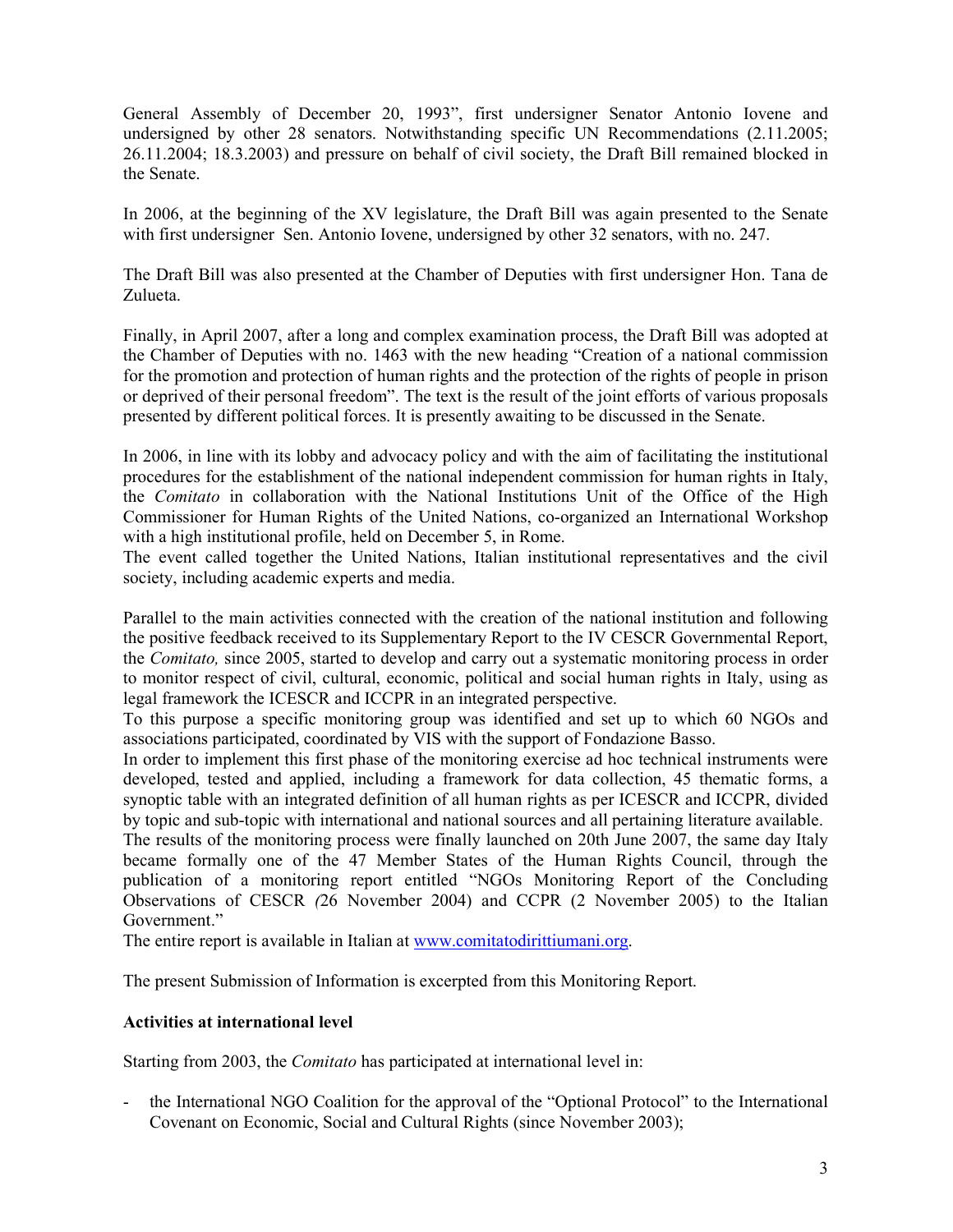General Assembly of December 20, 1993", first undersigner Senator Antonio Iovene and undersigned by other 28 senators. Notwithstanding specific UN Recommendations (2.11.2005; 26.11.2004; 18.3.2003) and pressure on behalf of civil society, the Draft Bill remained blocked in the Senate.

In 2006, at the beginning of the XV legislature, the Draft Bill was again presented to the Senate with first undersigner Sen. Antonio Iovene, undersigned by other 32 senators, with no. 247.

The Draft Bill was also presented at the Chamber of Deputies with first undersigner Hon. Tana de Zulueta.

Finally, in April 2007, after a long and complex examination process, the Draft Bill was adopted at the Chamber of Deputies with no. 1463 with the new heading "Creation of a national commission for the promotion and protection of human rights and the protection of the rights of people in prison or deprived of their personal freedom". The text is the result of the joint efforts of various proposals presented by different political forces. It is presently awaiting to be discussed in the Senate.

In 2006, in line with its lobby and advocacy policy and with the aim of facilitating the institutional procedures for the establishment of the national independent commission for human rights in Italy, the *Comitato* in collaboration with the National Institutions Unit of the Office of the High Commissioner for Human Rights of the United Nations, co-organized an International Workshop with a high institutional profile, held on December 5, in Rome.
The event called together the United Nations, Italian institutional representatives and the civil society, including academic experts and media.

Parallel to the main activities connected with the creation of the national institution and following the positive feedback received to its Supplementary Report to the IV CESCR Governmental Report, the *Comitato,* since 2005, started to develop and carry out a systematic monitoring process in order to monitor respect of civil, cultural, economic, political and social human rights in Italy, using as legal framework the ICESCR and ICCPR in an integrated perspective.
To this purpose a specific monitoring group was identified and set up to which 60 NGOs and associations participated, coordinated by VIS with the support of Fondazione Basso.
In order to implement this first phase of the monitoring exercise ad hoc technical instruments were developed, tested and applied, including a framework for data collection, 45 thematic forms, a synoptic table with an integrated definition of all human rights as per ICESCR and ICCPR, divided by topic and sub-topic with international and national sources and all pertaining literature available.
The results of the monitoring process were finally launched on 20th June 2007, the same day Italy became formally one of the 47 Member States of the Human Rights Council, through the publication of a monitoring report entitled "NGOs Monitoring Report of the Concluding Observations of CESCR *(*26 November 2004) and CCPR (2 November 2005) to the Italian Government."
The entire report is available in Italian at www.comitatodirittiumani.org.

The present Submission of Information is excerpted from this Monitoring Report.

**Activities at international level**

Starting from 2003, the *Comitato* has participated at international level in:

- the International NGO Coalition for the approval of the "Optional Protocol" to the International Covenant on Economic, Social and Cultural Rights (since November 2003);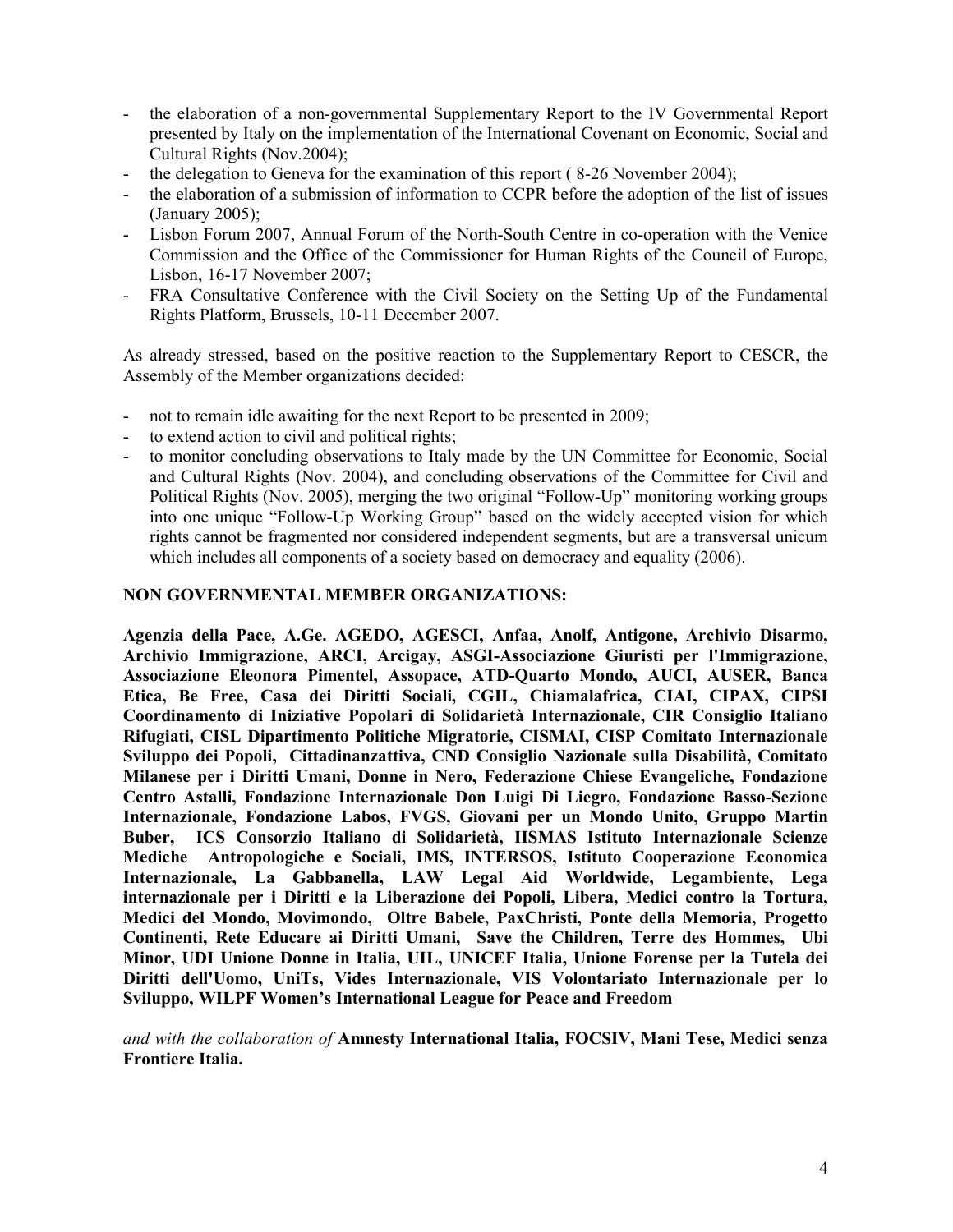- the elaboration of a non-governmental Supplementary Report to the IV Governmental Report presented by Italy on the implementation of the International Covenant on Economic, Social and Cultural Rights (Nov.2004);
- the delegation to Geneva for the examination of this report ( 8-26 November 2004);
- the elaboration of a submission of information to CCPR before the adoption of the list of issues (January 2005);
- Lisbon Forum 2007, Annual Forum of the North-South Centre in co-operation with the Venice Commission and the Office of the Commissioner for Human Rights of the Council of Europe, Lisbon, 16-17 November 2007;
- FRA Consultative Conference with the Civil Society on the Setting Up of the Fundamental Rights Platform, Brussels, 10-11 December 2007.

As already stressed, based on the positive reaction to the Supplementary Report to CESCR, the Assembly of the Member organizations decided:

- not to remain idle awaiting for the next Report to be presented in 2009;
- to extend action to civil and political rights;
- to monitor concluding observations to Italy made by the UN Committee for Economic, Social and Cultural Rights (Nov. 2004), and concluding observations of the Committee for Civil and Political Rights (Nov. 2005), merging the two original "Follow-Up" monitoring working groups into one unique "Follow-Up Working Group" based on the widely accepted vision for which rights cannot be fragmented nor considered independent segments, but are a transversal unicum which includes all components of a society based on democracy and equality (2006).

**NON GOVERNMENTAL MEMBER ORGANIZATIONS:**

**Agenzia della Pace, A.Ge. AGEDO, AGESCI, Anfaa, Anolf, Antigone, Archivio Disarmo, Archivio Immigrazione, ARCI, Arcigay, ASGI-Associazione Giuristi per l'Immigrazione, Associazione Eleonora Pimentel, Assopace, ATD-Quarto Mondo, AUCI, AUSER, Banca Etica, Be Free, Casa dei Diritti Sociali, CGIL, Chiamalafrica, CIAI, CIPAX, CIPSI Coordinamento di Iniziative Popolari di Solidarietà Internazionale, CIR Consiglio Italiano Rifugiati, CISL Dipartimento Politiche Migratorie, CISMAI, CISP Comitato Internazionale Sviluppo dei Popoli, Cittadinanzattiva, CND Consiglio Nazionale sulla Disabilità, Comitato Milanese per i Diritti Umani, Donne in Nero, Federazione Chiese Evangeliche, Fondazione Centro Astalli, Fondazione Internazionale Don Luigi Di Liegro, Fondazione Basso-Sezione Internazionale, Fondazione Labos, FVGS, Giovani per un Mondo Unito, Gruppo Martin Buber, ICS Consorzio Italiano di Solidarietà, IISMAS Istituto Internazionale Scienze Mediche Antropologiche e Sociali, IMS, INTERSOS, Istituto Cooperazione Economica Internazionale, La Gabbanella, LAW Legal Aid Worldwide, Legambiente, Lega internazionale per i Diritti e la Liberazione dei Popoli, Libera, Medici contro la Tortura, Medici del Mondo, Movimondo, Oltre Babele, PaxChristi, Ponte della Memoria, Progetto Continenti, Rete Educare ai Diritti Umani, Save the Children, Terre des Hommes, Ubi Minor, UDI Unione Donne in Italia, UIL, UNICEF Italia, Unione Forense per la Tutela dei Diritti dell'Uomo, UniTs, Vides Internazionale, VIS Volontariato Internazionale per lo Sviluppo, WILPF Women's International League for Peace and Freedom**

*and with the collaboration of* **Amnesty International Italia, FOCSIV, Mani Tese, Medici senza Frontiere Italia.**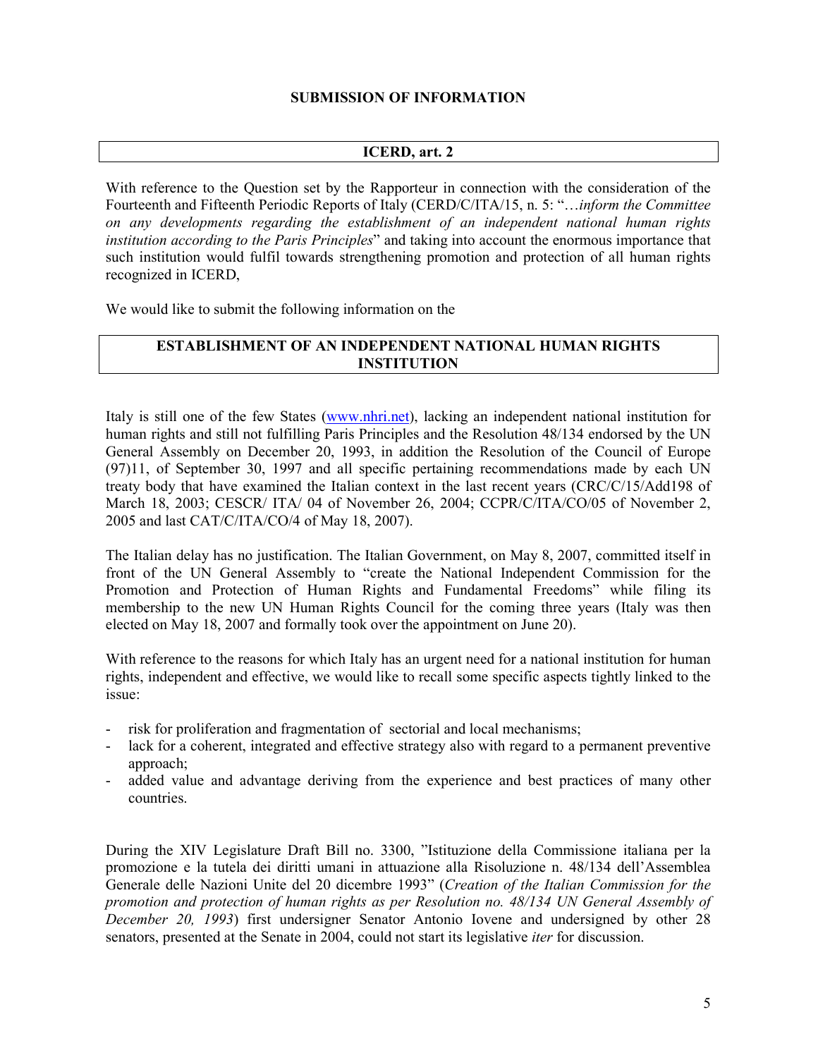## SUBMISSION OF INFORMATION

### ICERD, art. 2

With reference to the Question set by the Rapporteur in connection with the consideration of the Fourteenth and Fifteenth Periodic Reports of Italy (CERD/C/ITA/15, n. 5: "…*inform the Committee on any developments regarding the establishment of an independent national human rights institution according to the Paris Principles*" and taking into account the enormous importance that such institution would fulfil towards strengthening promotion and protection of all human rights recognized in ICERD,

We would like to submit the following information on the

### ESTABLISHMENT OF AN INDEPENDENT NATIONAL HUMAN RIGHTS INSTITUTION

Italy is still one of the few States (www.nhri.net), lacking an independent national institution for human rights and still not fulfilling Paris Principles and the Resolution 48/134 endorsed by the UN General Assembly on December 20, 1993, in addition the Resolution of the Council of Europe (97)11, of September 30, 1997 and all specific pertaining recommendations made by each UN treaty body that have examined the Italian context in the last recent years (CRC/C/15/Add198 of March 18, 2003; CESCR/ ITA/ 04 of November 26, 2004; CCPR/C/ITA/CO/05 of November 2, 2005 and last CAT/C/ITA/CO/4 of May 18, 2007).

The Italian delay has no justification. The Italian Government, on May 8, 2007, committed itself in front of the UN General Assembly to "create the National Independent Commission for the Promotion and Protection of Human Rights and Fundamental Freedoms" while filing its membership to the new UN Human Rights Council for the coming three years (Italy was then elected on May 18, 2007 and formally took over the appointment on June 20).

With reference to the reasons for which Italy has an urgent need for a national institution for human rights, independent and effective, we would like to recall some specific aspects tightly linked to the issue:

- risk for proliferation and fragmentation of sectorial and local mechanisms;
- lack for a coherent, integrated and effective strategy also with regard to a permanent preventive approach;
- added value and advantage deriving from the experience and best practices of many other countries.

During the XIV Legislature Draft Bill no. 3300, "Istituzione della Commissione italiana per la promozione e la tutela dei diritti umani in attuazione alla Risoluzione n. 48/134 dell'Assemblea Generale delle Nazioni Unite del 20 dicembre 1993" (*Creation of the Italian Commission for the promotion and protection of human rights as per Resolution no. 48/134 UN General Assembly of December 20, 1993*) first undersigner Senator Antonio Iovene and undersigned by other 28 senators, presented at the Senate in 2004, could not start its legislative *iter* for discussion.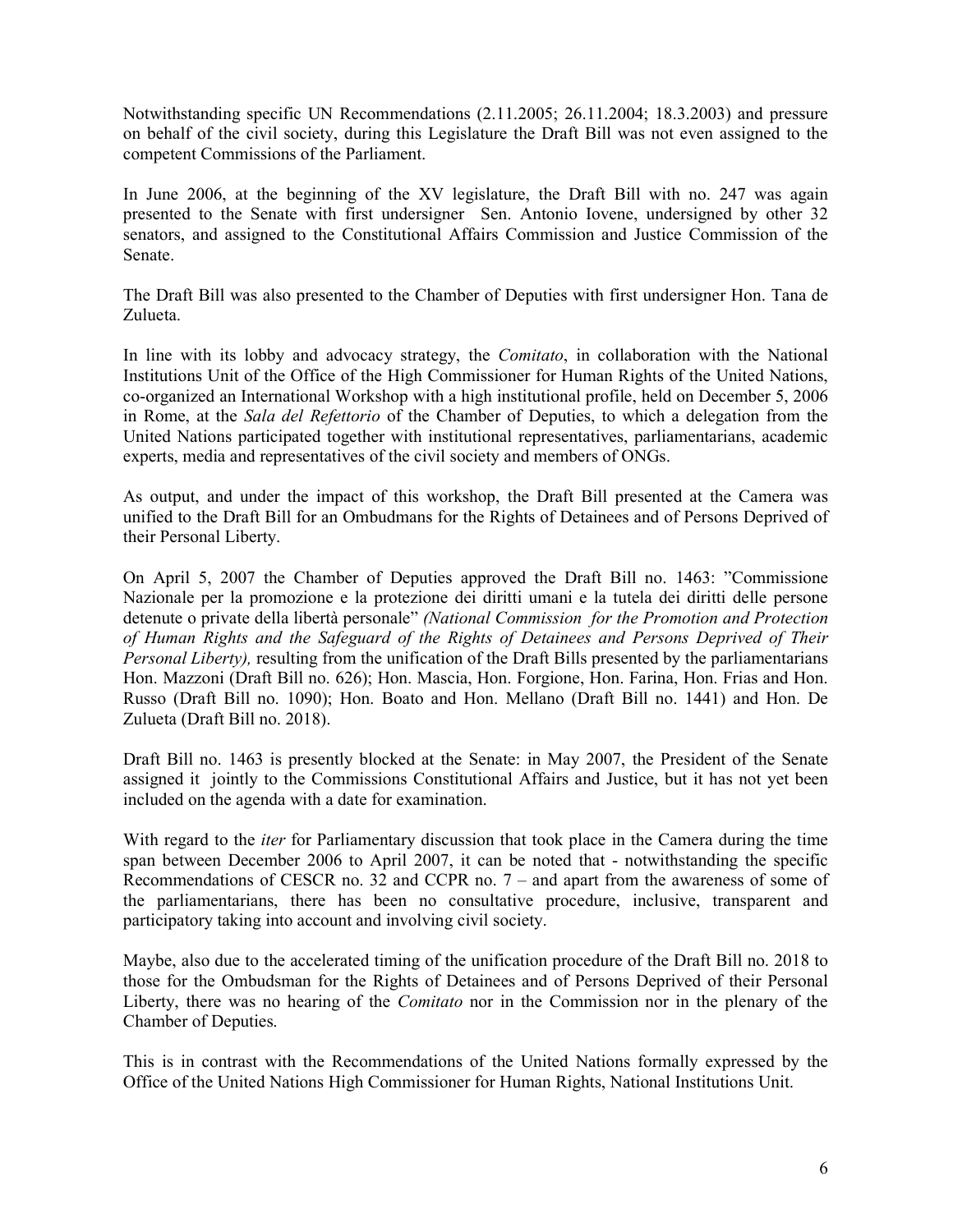Notwithstanding specific UN Recommendations (2.11.2005; 26.11.2004; 18.3.2003) and pressure on behalf of the civil society, during this Legislature the Draft Bill was not even assigned to the competent Commissions of the Parliament.

In June 2006, at the beginning of the XV legislature, the Draft Bill with no. 247 was again presented to the Senate with first undersigner Sen. Antonio Iovene, undersigned by other 32 senators, and assigned to the Constitutional Affairs Commission and Justice Commission of the Senate.

The Draft Bill was also presented to the Chamber of Deputies with first undersigner Hon. Tana de Zulueta.

In line with its lobby and advocacy strategy, the *Comitato*, in collaboration with the National Institutions Unit of the Office of the High Commissioner for Human Rights of the United Nations, co-organized an International Workshop with a high institutional profile, held on December 5, 2006 in Rome, at the *Sala del Refettorio* of the Chamber of Deputies, to which a delegation from the United Nations participated together with institutional representatives, parliamentarians, academic experts, media and representatives of the civil society and members of ONGs.

As output, and under the impact of this workshop, the Draft Bill presented at the Camera was unified to the Draft Bill for an Ombudmans for the Rights of Detainees and of Persons Deprived of their Personal Liberty.

On April 5, 2007 the Chamber of Deputies approved the Draft Bill no. 1463: "Commissione Nazionale per la promozione e la protezione dei diritti umani e la tutela dei diritti delle persone detenute o private della libertà personale" *(National Commission for the Promotion and Protection of Human Rights and the Safeguard of the Rights of Detainees and Persons Deprived of Their Personal Liberty),* resulting from the unification of the Draft Bills presented by the parliamentarians Hon. Mazzoni (Draft Bill no. 626); Hon. Mascia, Hon. Forgione, Hon. Farina, Hon. Frias and Hon. Russo (Draft Bill no. 1090); Hon. Boato and Hon. Mellano (Draft Bill no. 1441) and Hon. De Zulueta (Draft Bill no. 2018).

Draft Bill no. 1463 is presently blocked at the Senate: in May 2007, the President of the Senate assigned it jointly to the Commissions Constitutional Affairs and Justice, but it has not yet been included on the agenda with a date for examination.

With regard to the *iter* for Parliamentary discussion that took place in the Camera during the time span between December 2006 to April 2007, it can be noted that - notwithstanding the specific Recommendations of CESCR no. 32 and CCPR no. 7 – and apart from the awareness of some of the parliamentarians, there has been no consultative procedure, inclusive, transparent and participatory taking into account and involving civil society.

Maybe, also due to the accelerated timing of the unification procedure of the Draft Bill no. 2018 to those for the Ombudsman for the Rights of Detainees and of Persons Deprived of their Personal Liberty, there was no hearing of the *Comitato* nor in the Commission nor in the plenary of the Chamber of Deputies.

This is in contrast with the Recommendations of the United Nations formally expressed by the Office of the United Nations High Commissioner for Human Rights, National Institutions Unit.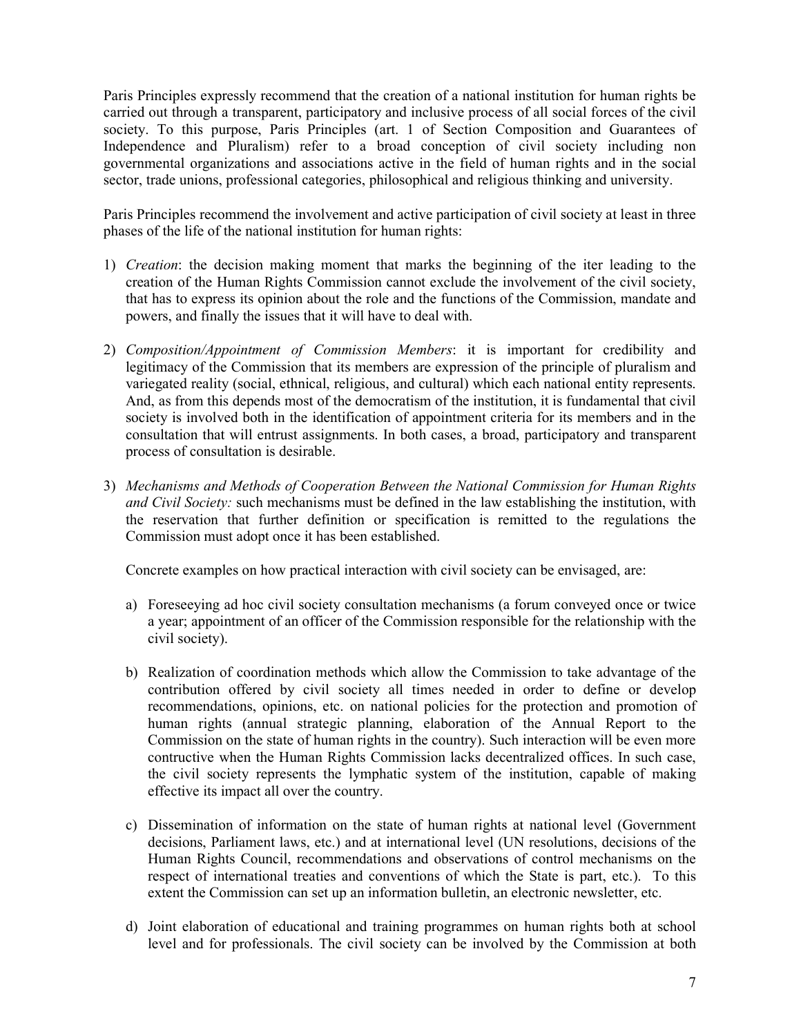Paris Principles expressly recommend that the creation of a national institution for human rights be carried out through a transparent, participatory and inclusive process of all social forces of the civil society. To this purpose, Paris Principles (art. 1 of Section Composition and Guarantees of Independence and Pluralism) refer to a broad conception of civil society including non governmental organizations and associations active in the field of human rights and in the social sector, trade unions, professional categories, philosophical and religious thinking and university.

Paris Principles recommend the involvement and active participation of civil society at least in three phases of the life of the national institution for human rights:

1) *Creation*: the decision making moment that marks the beginning of the iter leading to the creation of the Human Rights Commission cannot exclude the involvement of the civil society, that has to express its opinion about the role and the functions of the Commission, mandate and powers, and finally the issues that it will have to deal with.

2) *Composition/Appointment of Commission Members*: it is important for credibility and legitimacy of the Commission that its members are expression of the principle of pluralism and variegated reality (social, ethnical, religious, and cultural) which each national entity represents. And, as from this depends most of the democratism of the institution, it is fundamental that civil society is involved both in the identification of appointment criteria for its members and in the consultation that will entrust assignments. In both cases, a broad, participatory and transparent process of consultation is desirable.

3) *Mechanisms and Methods of Cooperation Between the National Commission for Human Rights and Civil Society:* such mechanisms must be defined in the law establishing the institution, with the reservation that further definition or specification is remitted to the regulations the Commission must adopt once it has been established.

   Concrete examples on how practical interaction with civil society can be envisaged, are:

   a) Foreseeying ad hoc civil society consultation mechanisms (a forum conveyed once or twice a year; appointment of an officer of the Commission responsible for the relationship with the civil society).

   b) Realization of coordination methods which allow the Commission to take advantage of the contribution offered by civil society all times needed in order to define or develop recommendations, opinions, etc. on national policies for the protection and promotion of human rights (annual strategic planning, elaboration of the Annual Report to the Commission on the state of human rights in the country). Such interaction will be even more contructive when the Human Rights Commission lacks decentralized offices. In such case, the civil society represents the lymphatic system of the institution, capable of making effective its impact all over the country.

   c) Dissemination of information on the state of human rights at national level (Government decisions, Parliament laws, etc.) and at international level (UN resolutions, decisions of the Human Rights Council, recommendations and observations of control mechanisms on the respect of international treaties and conventions of which the State is part, etc.). To this extent the Commission can set up an information bulletin, an electronic newsletter, etc.

   d) Joint elaboration of educational and training programmes on human rights both at school level and for professionals. The civil society can be involved by the Commission at both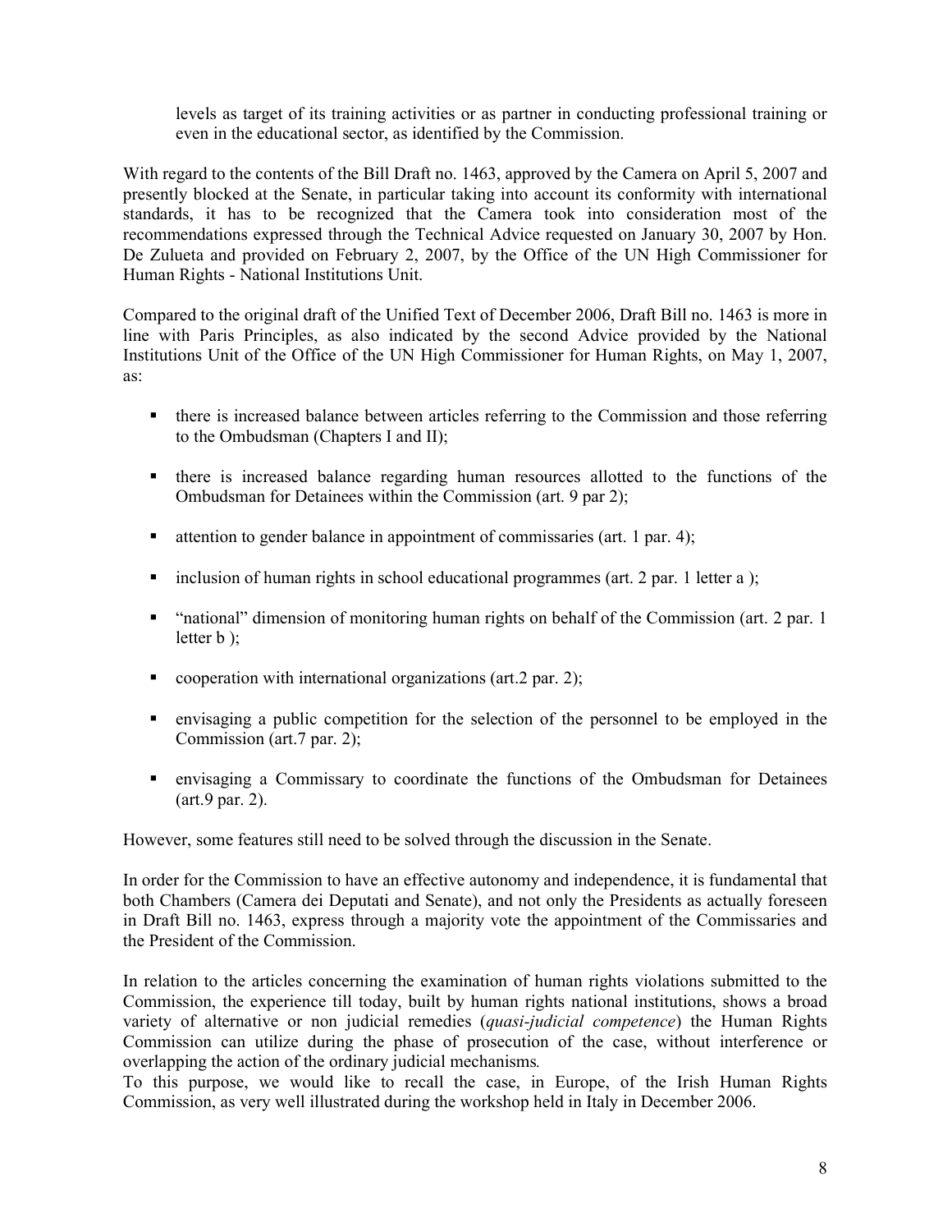levels as target of its training activities or as partner in conducting professional training or even in the educational sector, as identified by the Commission.

With regard to the contents of the Bill Draft no. 1463, approved by the Camera on April 5, 2007 and presently blocked at the Senate, in particular taking into account its conformity with international standards, it has to be recognized that the Camera took into consideration most of the recommendations expressed through the Technical Advice requested on January 30, 2007 by Hon. De Zulueta and provided on February 2, 2007, by the Office of the UN High Commissioner for Human Rights - National Institutions Unit.

Compared to the original draft of the Unified Text of December 2006, Draft Bill no. 1463 is more in line with Paris Principles, as also indicated by the second Advice provided by the National Institutions Unit of the Office of the UN High Commissioner for Human Rights, on May 1, 2007, as:

- there is increased balance between articles referring to the Commission and those referring to the Ombudsman (Chapters I and II);
- there is increased balance regarding human resources allotted to the functions of the Ombudsman for Detainees within the Commission (art. 9 par 2);
- attention to gender balance in appointment of commissaries (art. 1 par. 4);
- inclusion of human rights in school educational programmes (art. 2 par. 1 letter a );
- "national" dimension of monitoring human rights on behalf of the Commission (art. 2 par. 1 letter b );
- cooperation with international organizations (art.2 par. 2);
- envisaging a public competition for the selection of the personnel to be employed in the Commission (art.7 par. 2);
- envisaging a Commissary to coordinate the functions of the Ombudsman for Detainees (art.9 par. 2).

However, some features still need to be solved through the discussion in the Senate.

In order for the Commission to have an effective autonomy and independence, it is fundamental that both Chambers (Camera dei Deputati and Senate), and not only the Presidents as actually foreseen in Draft Bill no. 1463, express through a majority vote the appointment of the Commissaries and the President of the Commission.

In relation to the articles concerning the examination of human rights violations submitted to the Commission, the experience till today, built by human rights national institutions, shows a broad variety of alternative or non judicial remedies (*quasi-judicial competence*) the Human Rights Commission can utilize during the phase of prosecution of the case, without interference or overlapping the action of the ordinary judicial mechanisms.
To this purpose, we would like to recall the case, in Europe, of the Irish Human Rights Commission, as very well illustrated during the workshop held in Italy in December 2006.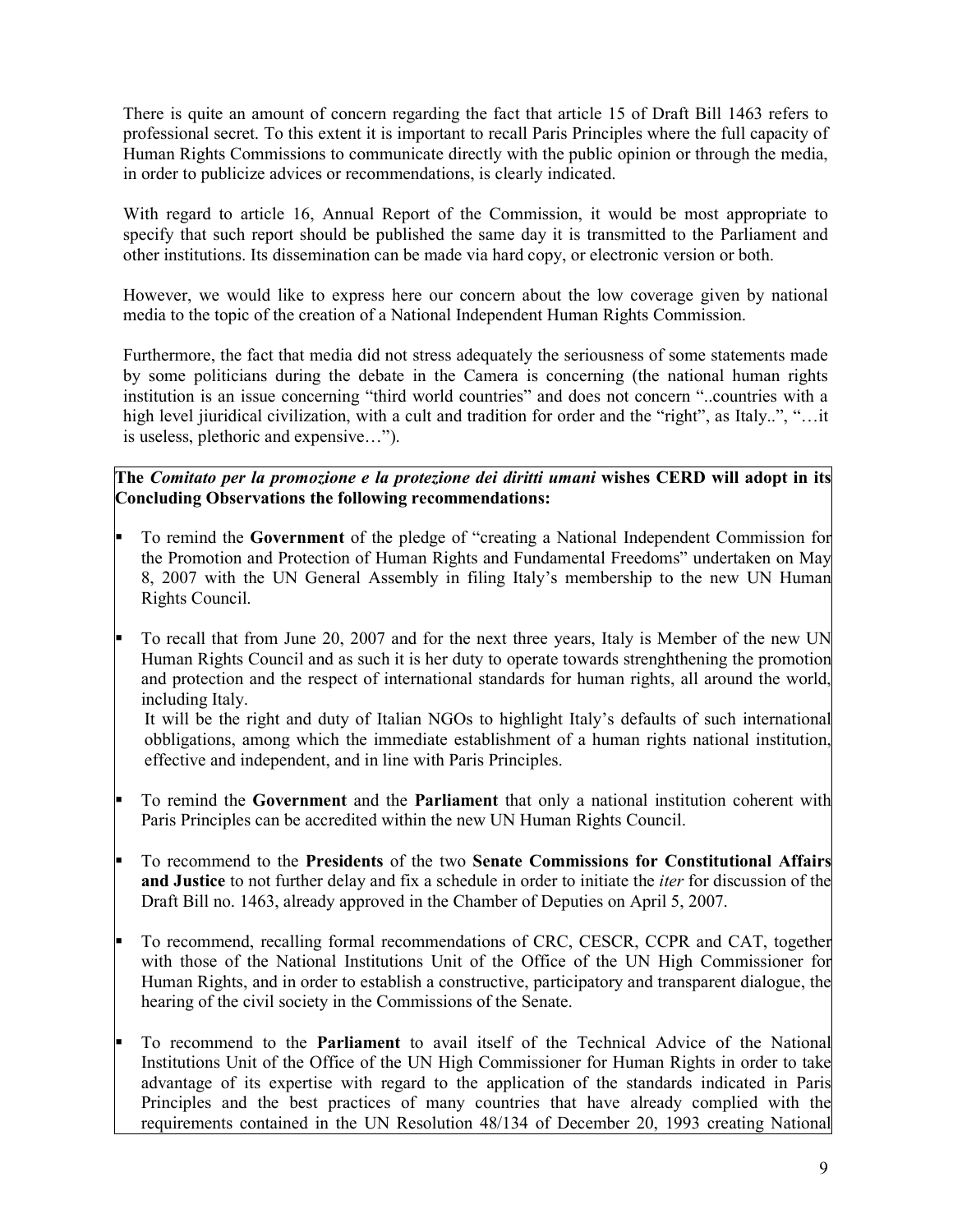There is quite an amount of concern regarding the fact that article 15 of Draft Bill 1463 refers to professional secret. To this extent it is important to recall Paris Principles where the full capacity of Human Rights Commissions to communicate directly with the public opinion or through the media, in order to publicize advices or recommendations, is clearly indicated.

With regard to article 16, Annual Report of the Commission, it would be most appropriate to specify that such report should be published the same day it is transmitted to the Parliament and other institutions. Its dissemination can be made via hard copy, or electronic version or both.

However, we would like to express here our concern about the low coverage given by national media to the topic of the creation of a National Independent Human Rights Commission.

Furthermore, the fact that media did not stress adequately the seriousness of some statements made by some politicians during the debate in the Camera is concerning (the national human rights institution is an issue concerning "third world countries" and does not concern "..countries with a high level jiuridical civilization, with a cult and tradition for order and the "right", as Italy..", "…it is useless, plethoric and expensive…").

**The *Comitato per la promozione e la protezione dei diritti umani* wishes CERD will adopt in its Concluding Observations the following recommendations:**

- To remind the **Government** of the pledge of "creating a National Independent Commission for the Promotion and Protection of Human Rights and Fundamental Freedoms" undertaken on May 8, 2007 with the UN General Assembly in filing Italy's membership to the new UN Human Rights Council.
- To recall that from June 20, 2007 and for the next three years, Italy is Member of the new UN Human Rights Council and as such it is her duty to operate towards strenghthening the promotion and protection and the respect of international standards for human rights, all around the world, including Italy.
  It will be the right and duty of Italian NGOs to highlight Italy's defaults of such international obbligations, among which the immediate establishment of a human rights national institution, effective and independent, and in line with Paris Principles.
- To remind the **Government** and the **Parliament** that only a national institution coherent with Paris Principles can be accredited within the new UN Human Rights Council.
- To recommend to the **Presidents** of the two **Senate Commissions for Constitutional Affairs and Justice** to not further delay and fix a schedule in order to initiate the *iter* for discussion of the Draft Bill no. 1463, already approved in the Chamber of Deputies on April 5, 2007.
- To recommend, recalling formal recommendations of CRC, CESCR, CCPR and CAT, together with those of the National Institutions Unit of the Office of the UN High Commissioner for Human Rights, and in order to establish a constructive, participatory and transparent dialogue, the hearing of the civil society in the Commissions of the Senate.
- To recommend to the **Parliament** to avail itself of the Technical Advice of the National Institutions Unit of the Office of the UN High Commissioner for Human Rights in order to take advantage of its expertise with regard to the application of the standards indicated in Paris Principles and the best practices of many countries that have already complied with the requirements contained in the UN Resolution 48/134 of December 20, 1993 creating National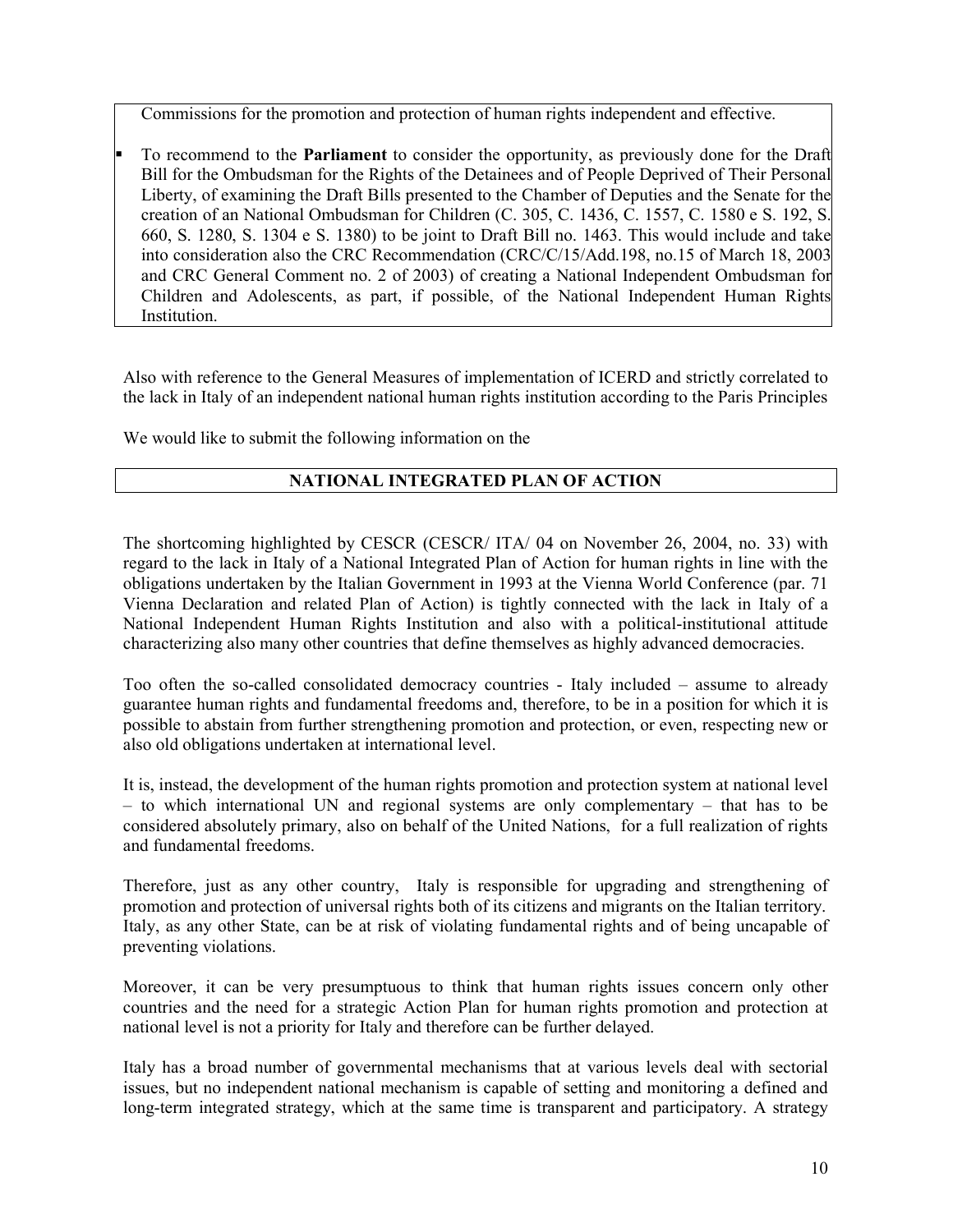Commissions for the promotion and protection of human rights independent and effective.

- To recommend to the **Parliament** to consider the opportunity, as previously done for the Draft Bill for the Ombudsman for the Rights of the Detainees and of People Deprived of Their Personal Liberty, of examining the Draft Bills presented to the Chamber of Deputies and the Senate for the creation of an National Ombudsman for Children (C. 305, C. 1436, C. 1557, C. 1580 e S. 192, S. 660, S. 1280, S. 1304 e S. 1380) to be joint to Draft Bill no. 1463. This would include and take into consideration also the CRC Recommendation (CRC/C/15/Add.198, no.15 of March 18, 2003 and CRC General Comment no. 2 of 2003) of creating a National Independent Ombudsman for Children and Adolescents, as part, if possible, of the National Independent Human Rights Institution.

Also with reference to the General Measures of implementation of ICERD and strictly correlated to the lack in Italy of an independent national human rights institution according to the Paris Principles

We would like to submit the following information on the

## NATIONAL INTEGRATED PLAN OF ACTION

The shortcoming highlighted by CESCR (CESCR/ ITA/ 04 on November 26, 2004, no. 33) with regard to the lack in Italy of a National Integrated Plan of Action for human rights in line with the obligations undertaken by the Italian Government in 1993 at the Vienna World Conference (par. 71 Vienna Declaration and related Plan of Action) is tightly connected with the lack in Italy of a National Independent Human Rights Institution and also with a political-institutional attitude characterizing also many other countries that define themselves as highly advanced democracies.

Too often the so-called consolidated democracy countries - Italy included – assume to already guarantee human rights and fundamental freedoms and, therefore, to be in a position for which it is possible to abstain from further strengthening promotion and protection, or even, respecting new or also old obligations undertaken at international level.

It is, instead, the development of the human rights promotion and protection system at national level – to which international UN and regional systems are only complementary – that has to be considered absolutely primary, also on behalf of the United Nations, for a full realization of rights and fundamental freedoms.

Therefore, just as any other country, Italy is responsible for upgrading and strengthening of promotion and protection of universal rights both of its citizens and migrants on the Italian territory. Italy, as any other State, can be at risk of violating fundamental rights and of being uncapable of preventing violations.

Moreover, it can be very presumptuous to think that human rights issues concern only other countries and the need for a strategic Action Plan for human rights promotion and protection at national level is not a priority for Italy and therefore can be further delayed.

Italy has a broad number of governmental mechanisms that at various levels deal with sectorial issues, but no independent national mechanism is capable of setting and monitoring a defined and long-term integrated strategy, which at the same time is transparent and participatory. A strategy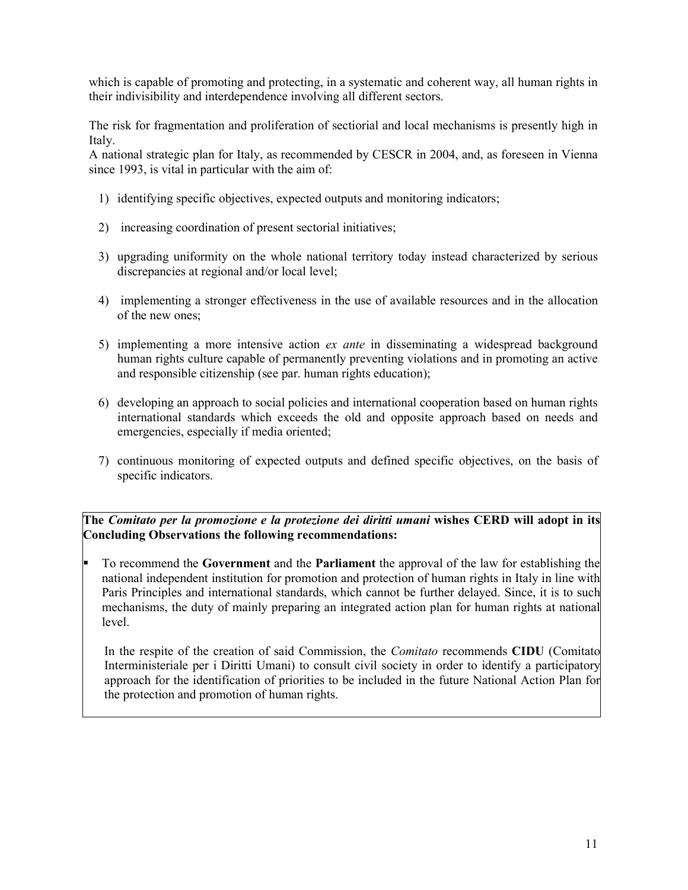which is capable of promoting and protecting, in a systematic and coherent way, all human rights in their indivisibility and interdependence involving all different sectors.

The risk for fragmentation and proliferation of sectiorial and local mechanisms is presently high in Italy.

A national strategic plan for Italy, as recommended by CESCR in 2004, and, as foreseen in Vienna since 1993, is vital in particular with the aim of:

1) identifying specific objectives, expected outputs and monitoring indicators;
2) increasing coordination of present sectorial initiatives;
3) upgrading uniformity on the whole national territory today instead characterized by serious discrepancies at regional and/or local level;
4) implementing a stronger effectiveness in the use of available resources and in the allocation of the new ones;
5) implementing a more intensive action *ex ante* in disseminating a widespread background human rights culture capable of permanently preventing violations and in promoting an active and responsible citizenship (see par. human rights education);
6) developing an approach to social policies and international cooperation based on human rights international standards which exceeds the old and opposite approach based on needs and emergencies, especially if media oriented;
7) continuous monitoring of expected outputs and defined specific objectives, on the basis of specific indicators.

**The *Comitato per la promozione e la protezione dei diritti umani* wishes CERD will adopt in its Concluding Observations the following recommendations:**

- To recommend the **Government** and the **Parliament** the approval of the law for establishing the national independent institution for promotion and protection of human rights in Italy in line with Paris Principles and international standards, which cannot be further delayed. Since, it is to such mechanisms, the duty of mainly preparing an integrated action plan for human rights at national level.

  In the respite of the creation of said Commission, the *Comitato* recommends **CIDU** (Comitato Interministeriale per i Diritti Umani) to consult civil society in order to identify a participatory approach for the identification of priorities to be included in the future National Action Plan for the protection and promotion of human rights.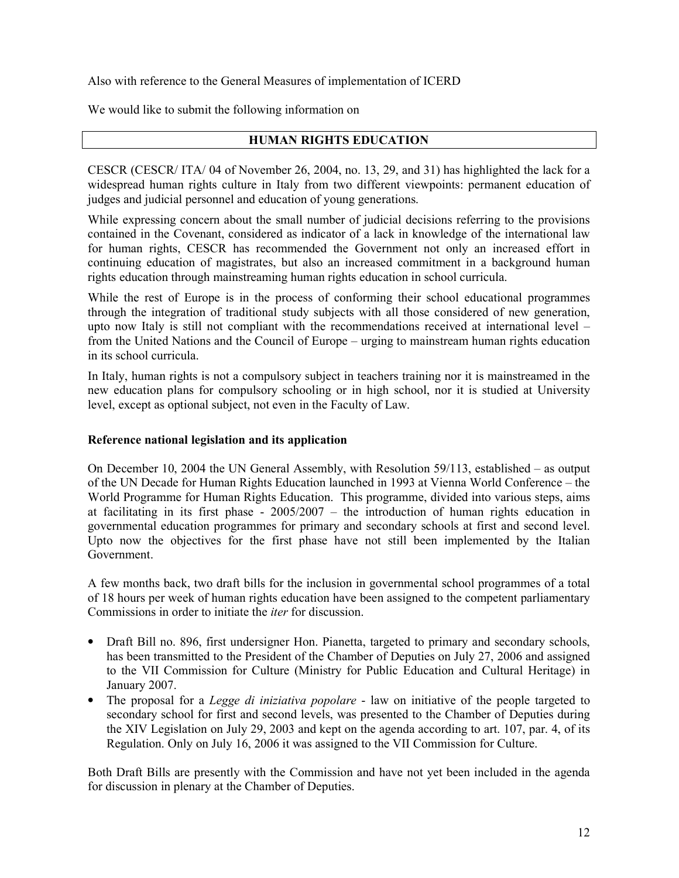Also with reference to the General Measures of implementation of ICERD

We would like to submit the following information on

## HUMAN RIGHTS EDUCATION

CESCR (CESCR/ ITA/ 04 of November 26, 2004, no. 13, 29, and 31) has highlighted the lack for a widespread human rights culture in Italy from two different viewpoints: permanent education of judges and judicial personnel and education of young generations.

While expressing concern about the small number of judicial decisions referring to the provisions contained in the Covenant, considered as indicator of a lack in knowledge of the international law for human rights, CESCR has recommended the Government not only an increased effort in continuing education of magistrates, but also an increased commitment in a background human rights education through mainstreaming human rights education in school curricula.

While the rest of Europe is in the process of conforming their school educational programmes through the integration of traditional study subjects with all those considered of new generation, upto now Italy is still not compliant with the recommendations received at international level – from the United Nations and the Council of Europe – urging to mainstream human rights education in its school curricula.

In Italy, human rights is not a compulsory subject in teachers training nor it is mainstreamed in the new education plans for compulsory schooling or in high school, nor it is studied at University level, except as optional subject, not even in the Faculty of Law.

**Reference national legislation and its application**

On December 10, 2004 the UN General Assembly, with Resolution 59/113, established – as output of the UN Decade for Human Rights Education launched in 1993 at Vienna World Conference – the World Programme for Human Rights Education. This programme, divided into various steps, aims at facilitating in its first phase - 2005/2007 – the introduction of human rights education in governmental education programmes for primary and secondary schools at first and second level. Upto now the objectives for the first phase have not still been implemented by the Italian Government.

A few months back, two draft bills for the inclusion in governmental school programmes of a total of 18 hours per week of human rights education have been assigned to the competent parliamentary Commissions in order to initiate the *iter* for discussion.

- Draft Bill no. 896, first undersigner Hon. Pianetta, targeted to primary and secondary schools, has been transmitted to the President of the Chamber of Deputies on July 27, 2006 and assigned to the VII Commission for Culture (Ministry for Public Education and Cultural Heritage) in January 2007.
- The proposal for a *Legge di iniziativa popolare* - law on initiative of the people targeted to secondary school for first and second levels, was presented to the Chamber of Deputies during the XIV Legislation on July 29, 2003 and kept on the agenda according to art. 107, par. 4, of its Regulation. Only on July 16, 2006 it was assigned to the VII Commission for Culture.

Both Draft Bills are presently with the Commission and have not yet been included in the agenda for discussion in plenary at the Chamber of Deputies.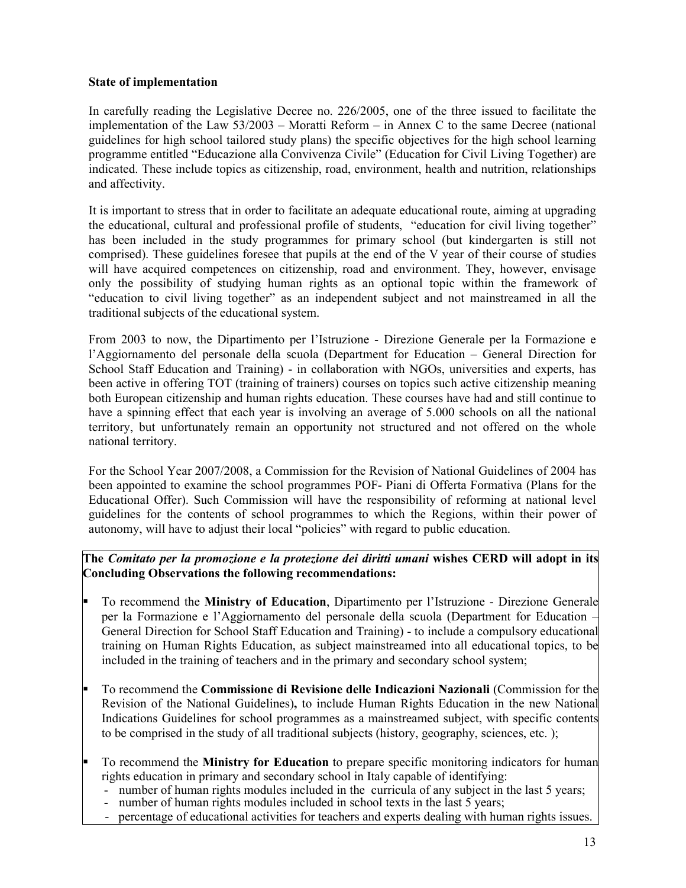**State of implementation**

In carefully reading the Legislative Decree no. 226/2005, one of the three issued to facilitate the implementation of the Law 53/2003 – Moratti Reform – in Annex C to the same Decree (national guidelines for high school tailored study plans) the specific objectives for the high school learning programme entitled "Educazione alla Convivenza Civile" (Education for Civil Living Together) are indicated. These include topics as citizenship, road, environment, health and nutrition, relationships and affectivity.

It is important to stress that in order to facilitate an adequate educational route, aiming at upgrading the educational, cultural and professional profile of students, "education for civil living together" has been included in the study programmes for primary school (but kindergarten is still not comprised). These guidelines foresee that pupils at the end of the V year of their course of studies will have acquired competences on citizenship, road and environment. They, however, envisage only the possibility of studying human rights as an optional topic within the framework of "education to civil living together" as an independent subject and not mainstreamed in all the traditional subjects of the educational system.

From 2003 to now, the Dipartimento per l'Istruzione - Direzione Generale per la Formazione e l'Aggiornamento del personale della scuola (Department for Education – General Direction for School Staff Education and Training) - in collaboration with NGOs, universities and experts, has been active in offering TOT (training of trainers) courses on topics such active citizenship meaning both European citizenship and human rights education. These courses have had and still continue to have a spinning effect that each year is involving an average of 5.000 schools on all the national territory, but unfortunately remain an opportunity not structured and not offered on the whole national territory.

For the School Year 2007/2008, a Commission for the Revision of National Guidelines of 2004 has been appointed to examine the school programmes POF- Piani di Offerta Formativa (Plans for the Educational Offer). Such Commission will have the responsibility of reforming at national level guidelines for the contents of school programmes to which the Regions, within their power of autonomy, will have to adjust their local "policies" with regard to public education.

**The *Comitato per la promozione e la protezione dei diritti umani* wishes CERD will adopt in its Concluding Observations the following recommendations:**

- To recommend the **Ministry of Education**, Dipartimento per l'Istruzione - Direzione Generale per la Formazione e l'Aggiornamento del personale della scuola (Department for Education – General Direction for School Staff Education and Training) - to include a compulsory educational training on Human Rights Education, as subject mainstreamed into all educational topics, to be included in the training of teachers and in the primary and secondary school system;
- To recommend the **Commissione di Revisione delle Indicazioni Nazionali** (Commission for the Revision of the National Guidelines)**,** to include Human Rights Education in the new National Indications Guidelines for school programmes as a mainstreamed subject, with specific contents to be comprised in the study of all traditional subjects (history, geography, sciences, etc. );
- To recommend the **Ministry for Education** to prepare specific monitoring indicators for human rights education in primary and secondary school in Italy capable of identifying:
  - number of human rights modules included in the curricula of any subject in the last 5 years;
  - number of human rights modules included in school texts in the last 5 years;
  - percentage of educational activities for teachers and experts dealing with human rights issues.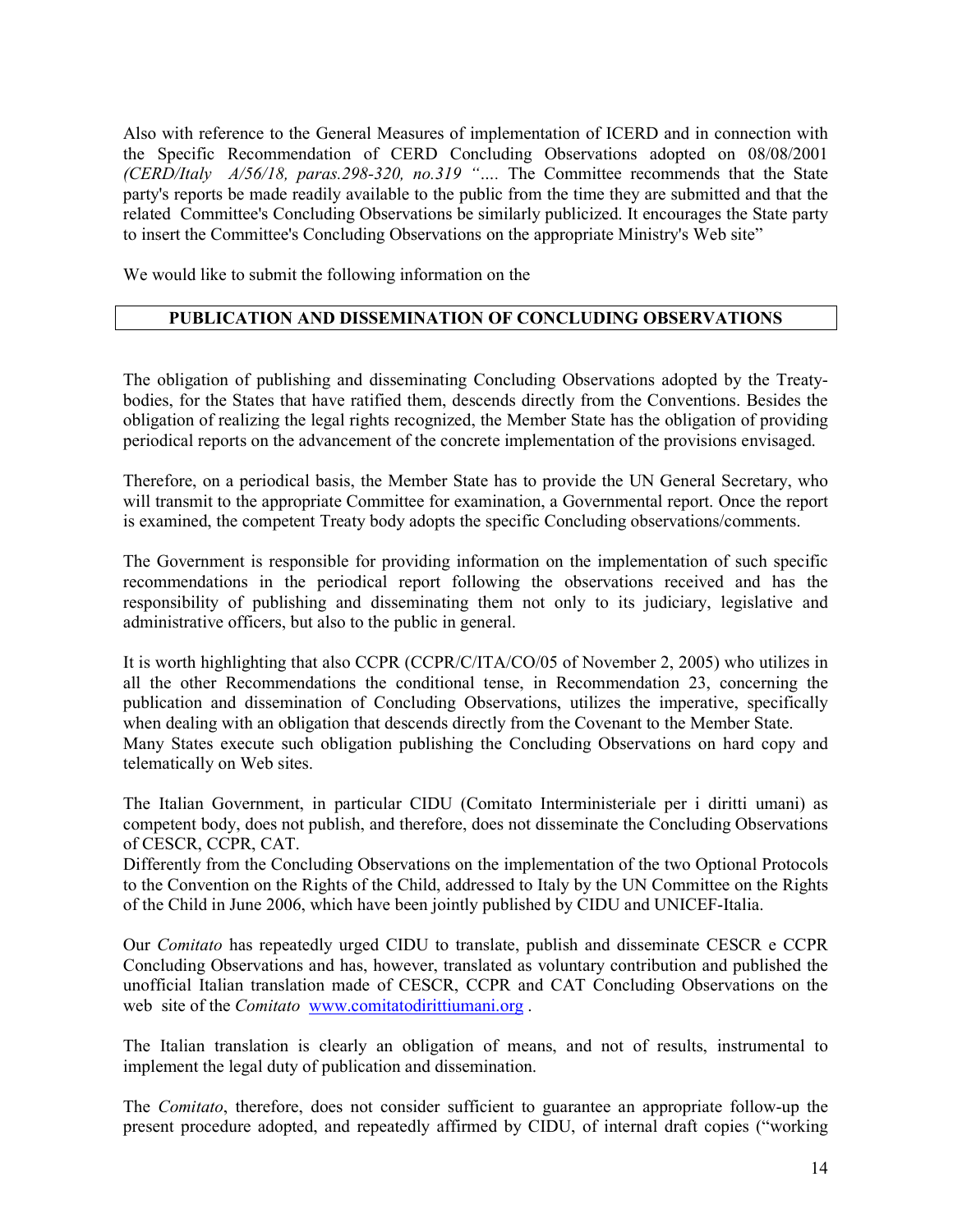Also with reference to the General Measures of implementation of ICERD and in connection with the Specific Recommendation of CERD Concluding Observations adopted on 08/08/2001 *(CERD/Italy A/56/18, paras.298-320, no.319 "….* The Committee recommends that the State party's reports be made readily available to the public from the time they are submitted and that the related Committee's Concluding Observations be similarly publicized. It encourages the State party to insert the Committee's Concluding Observations on the appropriate Ministry's Web site"

We would like to submit the following information on the

| **PUBLICATION AND DISSEMINATION OF CONCLUDING OBSERVATIONS** |
| --- |

The obligation of publishing and disseminating Concluding Observations adopted by the Treaty-bodies, for the States that have ratified them, descends directly from the Conventions. Besides the obligation of realizing the legal rights recognized, the Member State has the obligation of providing periodical reports on the advancement of the concrete implementation of the provisions envisaged.

Therefore, on a periodical basis, the Member State has to provide the UN General Secretary, who will transmit to the appropriate Committee for examination, a Governmental report. Once the report is examined, the competent Treaty body adopts the specific Concluding observations/comments.

The Government is responsible for providing information on the implementation of such specific recommendations in the periodical report following the observations received and has the responsibility of publishing and disseminating them not only to its judiciary, legislative and administrative officers, but also to the public in general.

It is worth highlighting that also CCPR (CCPR/C/ITA/CO/05 of November 2, 2005) who utilizes in all the other Recommendations the conditional tense, in Recommendation 23, concerning the publication and dissemination of Concluding Observations, utilizes the imperative, specifically when dealing with an obligation that descends directly from the Covenant to the Member State.
Many States execute such obligation publishing the Concluding Observations on hard copy and telematically on Web sites.

The Italian Government, in particular CIDU (Comitato Interministeriale per i diritti umani) as competent body, does not publish, and therefore, does not disseminate the Concluding Observations of CESCR, CCPR, CAT.
Differently from the Concluding Observations on the implementation of the two Optional Protocols to the Convention on the Rights of the Child, addressed to Italy by the UN Committee on the Rights of the Child in June 2006, which have been jointly published by CIDU and UNICEF-Italia.

Our *Comitato* has repeatedly urged CIDU to translate, publish and disseminate CESCR e CCPR Concluding Observations and has, however, translated as voluntary contribution and published the unofficial Italian translation made of CESCR, CCPR and CAT Concluding Observations on the web site of the *Comitato* [www.comitatodirittiumani.org](http://www.comitatodirittiumani.org) .

The Italian translation is clearly an obligation of means, and not of results, instrumental to implement the legal duty of publication and dissemination.

The *Comitato*, therefore, does not consider sufficient to guarantee an appropriate follow-up the present procedure adopted, and repeatedly affirmed by CIDU, of internal draft copies ("working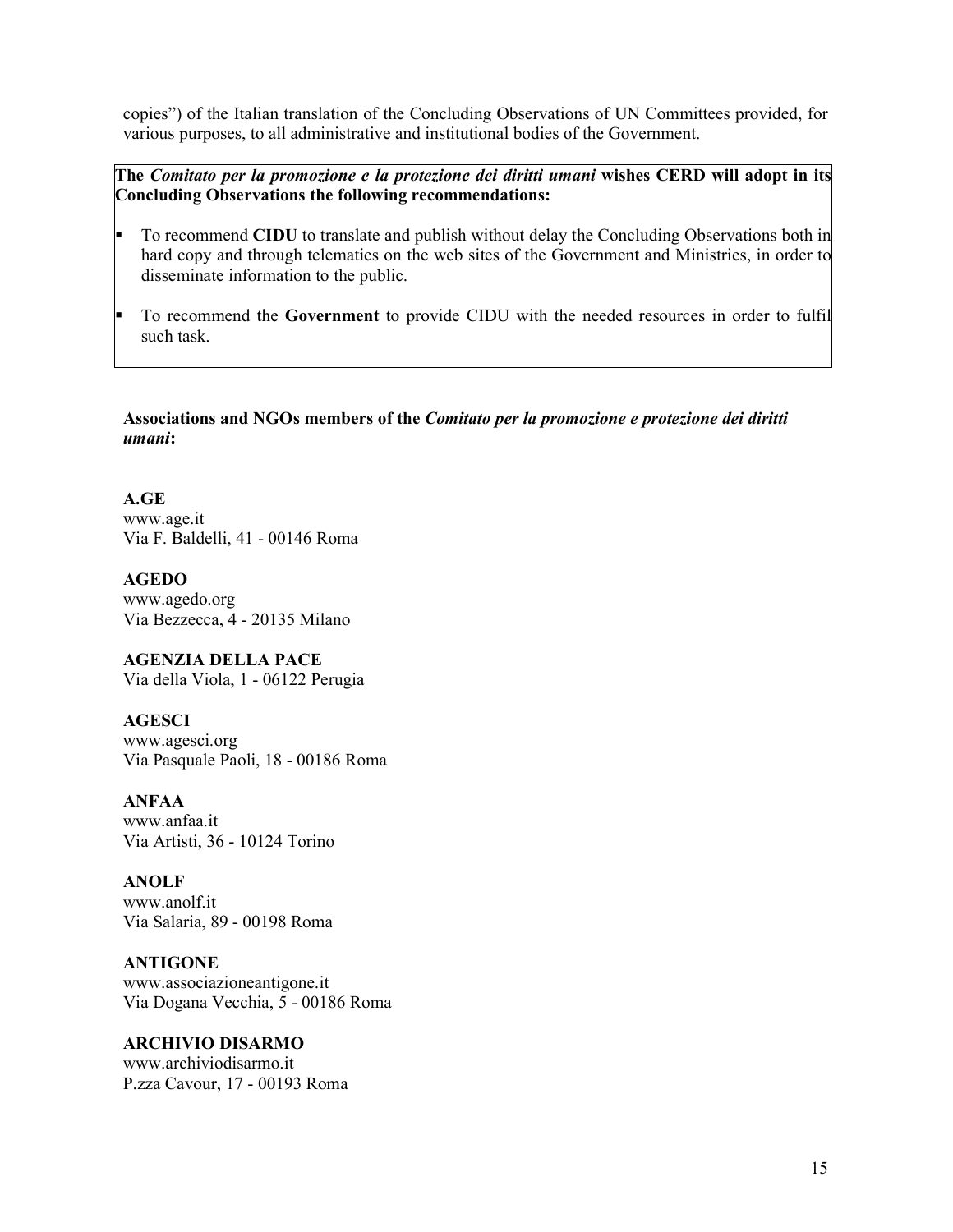copies") of the Italian translation of the Concluding Observations of UN Committees provided, for various purposes, to all administrative and institutional bodies of the Government.

**The *Comitato per la promozione e la protezione dei diritti umani* wishes CERD will adopt in its Concluding Observations the following recommendations:**

- To recommend **CIDU** to translate and publish without delay the Concluding Observations both in hard copy and through telematics on the web sites of the Government and Ministries, in order to disseminate information to the public.
- To recommend the **Government** to provide CIDU with the needed resources in order to fulfil such task.

**Associations and NGOs members of the *Comitato per la promozione e protezione dei diritti umani*:**

**A.GE**
www.age.it
Via F. Baldelli, 41 - 00146 Roma

**AGEDO**
www.agedo.org
Via Bezzecca, 4 - 20135 Milano

**AGENZIA DELLA PACE**
Via della Viola, 1 - 06122 Perugia

**AGESCI**
www.agesci.org
Via Pasquale Paoli, 18 - 00186 Roma

**ANFAA**
www.anfaa.it
Via Artisti, 36 - 10124 Torino

**ANOLF**
www.anolf.it
Via Salaria, 89 - 00198 Roma

**ANTIGONE**
www.associazioneantigone.it
Via Dogana Vecchia, 5 - 00186 Roma

**ARCHIVIO DISARMO**
www.archiviodisarmo.it
P.zza Cavour, 17 - 00193 Roma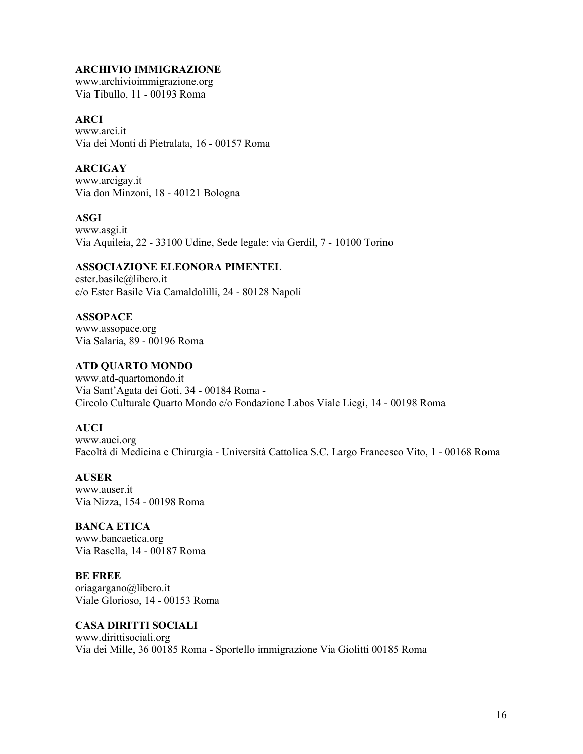**ARCHIVIO IMMIGRAZIONE**
www.archivioimmigrazione.org
Via Tibullo, 11 - 00193 Roma

**ARCI**
www.arci.it
Via dei Monti di Pietralata, 16 - 00157 Roma

**ARCIGAY**
www.arcigay.it
Via don Minzoni, 18 - 40121 Bologna

**ASGI**
www.asgi.it
Via Aquileia, 22 - 33100 Udine, Sede legale: via Gerdil, 7 - 10100 Torino

**ASSOCIAZIONE ELEONORA PIMENTEL**
ester.basile@libero.it
c/o Ester Basile Via Camaldolilli, 24 - 80128 Napoli

**ASSOPACE**
www.assopace.org
Via Salaria, 89 - 00196 Roma

**ATD QUARTO MONDO**
www.atd-quartomondo.it
Via Sant'Agata dei Goti, 34 - 00184 Roma -
Circolo Culturale Quarto Mondo c/o Fondazione Labos Viale Liegi, 14 - 00198 Roma

**AUCI**
www.auci.org
Facoltà di Medicina e Chirurgia - Università Cattolica S.C. Largo Francesco Vito, 1 - 00168 Roma

**AUSER**
www.auser.it
Via Nizza, 154 - 00198 Roma

**BANCA ETICA**
www.bancaetica.org
Via Rasella, 14 - 00187 Roma

**BE FREE**
oriagargano@libero.it
Viale Glorioso, 14 - 00153 Roma

**CASA DIRITTI SOCIALI**
www.dirittisociali.org
Via dei Mille, 36 00185 Roma - Sportello immigrazione Via Giolitti 00185 Roma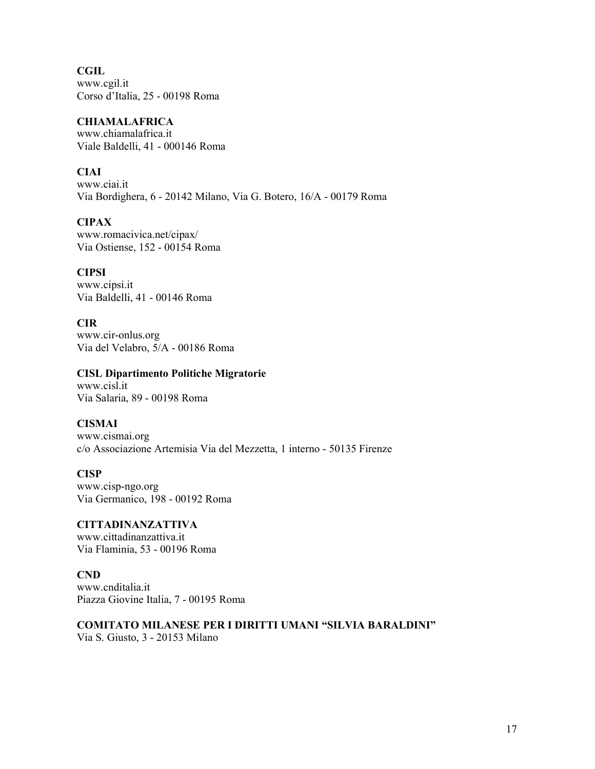**CGIL**
www.cgil.it
Corso d'Italia, 25 - 00198 Roma

**CHIAMALAFRICA**
www.chiamalafrica.it
Viale Baldelli, 41 - 000146 Roma

**CIAI**
www.ciai.it
Via Bordighera, 6 - 20142 Milano, Via G. Botero, 16/A - 00179 Roma

**CIPAX**
www.romacivica.net/cipax/
Via Ostiense, 152 - 00154 Roma

**CIPSI**
www.cipsi.it
Via Baldelli, 41 - 00146 Roma

**CIR**
www.cir-onlus.org
Via del Velabro, 5/A - 00186 Roma

**CISL Dipartimento Politiche Migratorie**
www.cisl.it
Via Salaria, 89 - 00198 Roma

**CISMAI**
www.cismai.org
c/o Associazione Artemisia Via del Mezzetta, 1 interno - 50135 Firenze

**CISP**
www.cisp-ngo.org
Via Germanico, 198 - 00192 Roma

**CITTADINANZATTIVA**
www.cittadinanzattiva.it
Via Flaminia, 53 - 00196 Roma

**CND**
www.cnditalia.it
Piazza Giovine Italia, 7 - 00195 Roma

**COMITATO MILANESE PER I DIRITTI UMANI "SILVIA BARALDINI"**
Via S. Giusto, 3 - 20153 Milano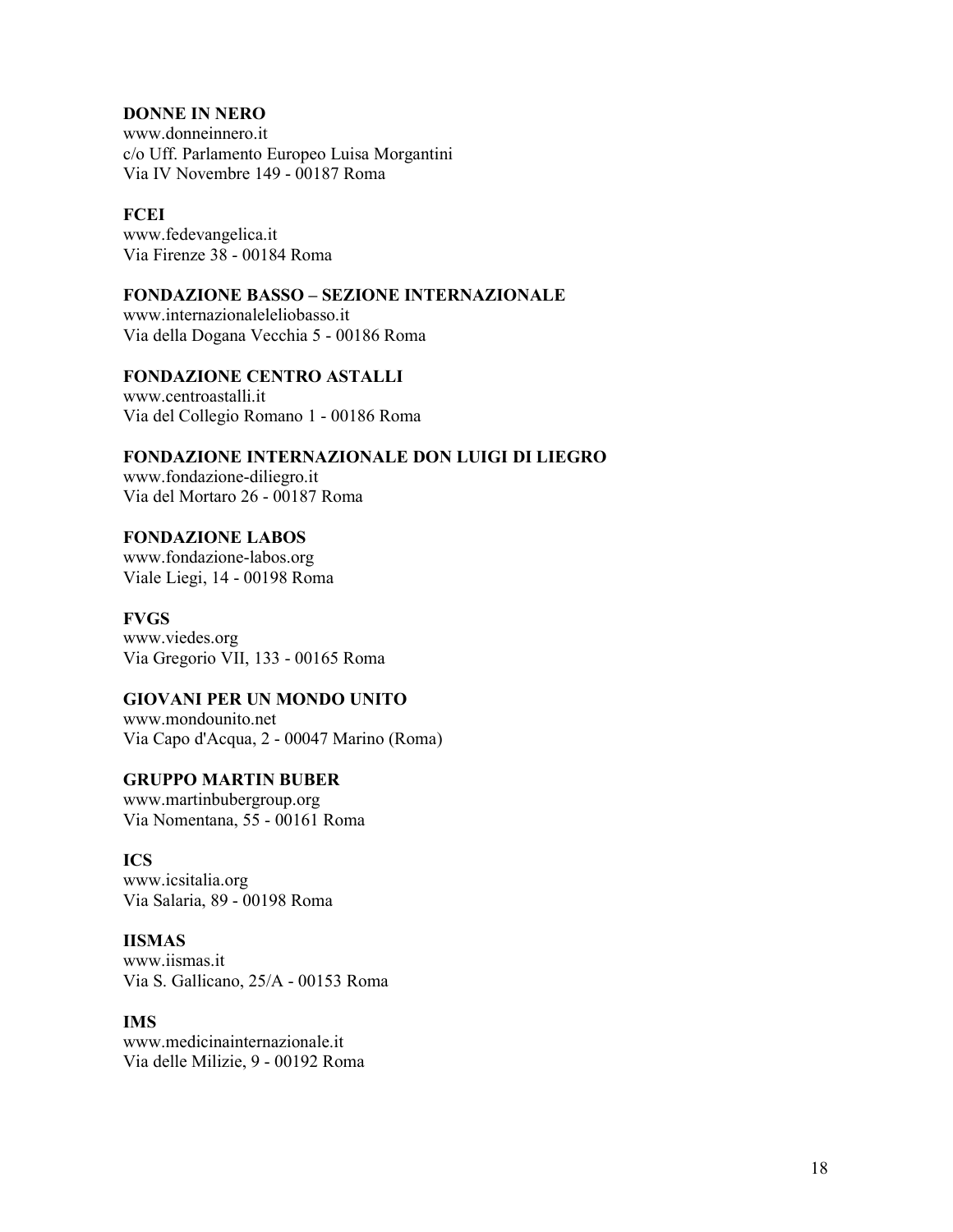**DONNE IN NERO**
www.donneinnero.it
c/o Uff. Parlamento Europeo Luisa Morgantini
Via IV Novembre 149 - 00187 Roma

**FCEI**
www.fedevangelica.it
Via Firenze 38 - 00184 Roma

**FONDAZIONE BASSO – SEZIONE INTERNAZIONALE**
www.internazionaleleliobasso.it
Via della Dogana Vecchia 5 - 00186 Roma

**FONDAZIONE CENTRO ASTALLI**
www.centroastalli.it
Via del Collegio Romano 1 - 00186 Roma

**FONDAZIONE INTERNAZIONALE DON LUIGI DI LIEGRO**
www.fondazione-diliegro.it
Via del Mortaro 26 - 00187 Roma

**FONDAZIONE LABOS**
www.fondazione-labos.org
Viale Liegi, 14 - 00198 Roma

**FVGS**
www.viedes.org
Via Gregorio VII, 133 - 00165 Roma

**GIOVANI PER UN MONDO UNITO**
www.mondounito.net
Via Capo d'Acqua, 2 - 00047 Marino (Roma)

**GRUPPO MARTIN BUBER**
www.martinbubergroup.org
Via Nomentana, 55 - 00161 Roma

**ICS**
www.icsitalia.org
Via Salaria, 89 - 00198 Roma

**IISMAS**
www.iismas.it
Via S. Gallicano, 25/A - 00153 Roma

**IMS**
www.medicinainternazionale.it
Via delle Milizie, 9 - 00192 Roma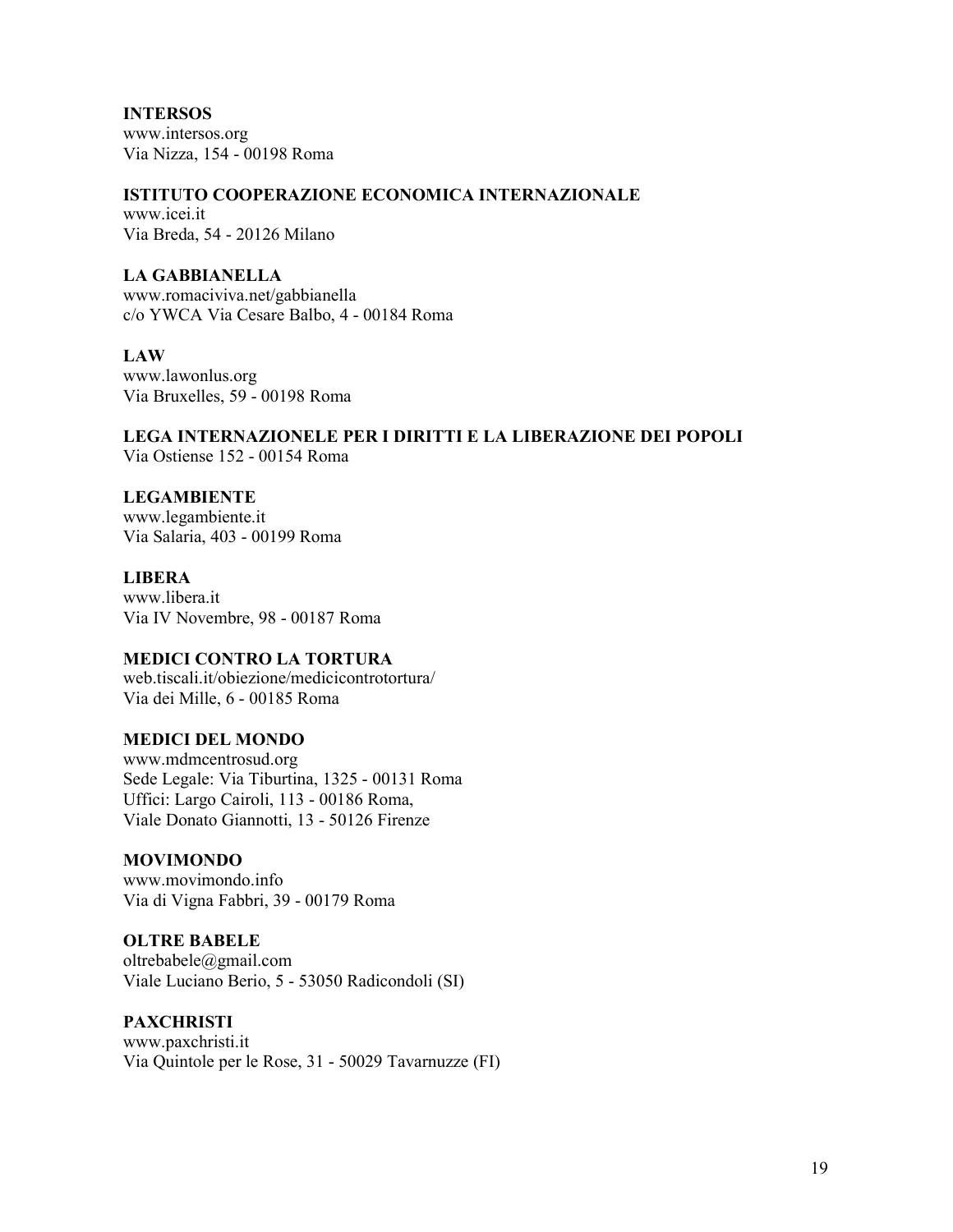**INTERSOS**
www.intersos.org
Via Nizza, 154 - 00198 Roma

**ISTITUTO COOPERAZIONE ECONOMICA INTERNAZIONALE**
www.icei.it
Via Breda, 54 - 20126 Milano

**LA GABBIANELLA**
www.romaciviva.net/gabbianella
c/o YWCA Via Cesare Balbo, 4 - 00184 Roma

**LAW**
www.lawonlus.org
Via Bruxelles, 59 - 00198 Roma

**LEGA INTERNAZIONELE PER I DIRITTI E LA LIBERAZIONE DEI POPOLI**
Via Ostiense 152 - 00154 Roma

**LEGAMBIENTE**
www.legambiente.it
Via Salaria, 403 - 00199 Roma

**LIBERA**
www.libera.it
Via IV Novembre, 98 - 00187 Roma

**MEDICI CONTRO LA TORTURA**
web.tiscali.it/obiezione/medicicontrotortura/
Via dei Mille, 6 - 00185 Roma

**MEDICI DEL MONDO**
www.mdmcentrosud.org
Sede Legale: Via Tiburtina, 1325 - 00131 Roma
Uffici: Largo Cairoli, 113 - 00186 Roma,
Viale Donato Giannotti, 13 - 50126 Firenze

**MOVIMONDO**
www.movimondo.info
Via di Vigna Fabbri, 39 - 00179 Roma

**OLTRE BABELE**
oltrebabele@gmail.com
Viale Luciano Berio, 5 - 53050 Radicondoli (SI)

**PAXCHRISTI**
www.paxchristi.it
Via Quintole per le Rose, 31 - 50029 Tavarnuzze (FI)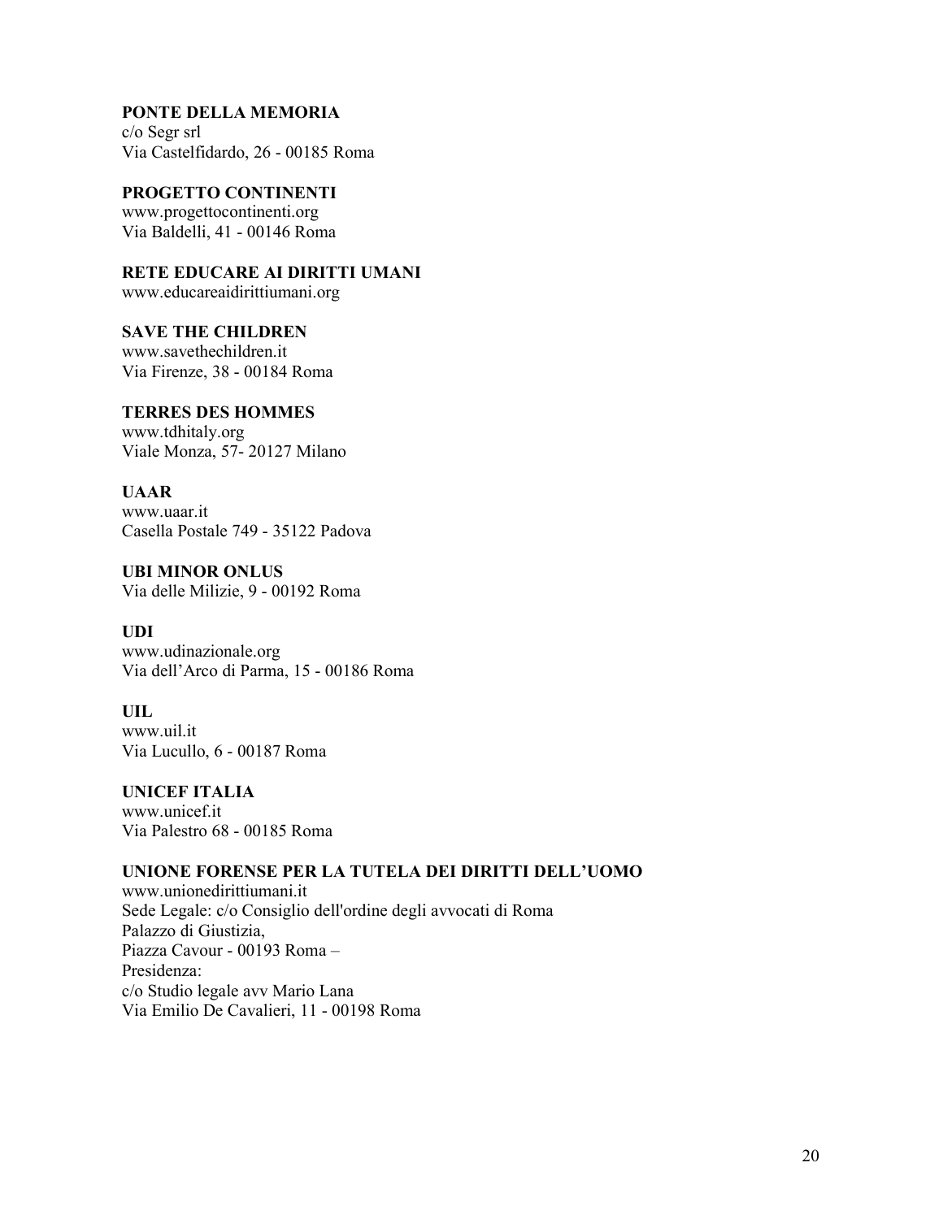**PONTE DELLA MEMORIA**
c/o Segr srl
Via Castelfidardo, 26 - 00185 Roma

**PROGETTO CONTINENTI**
www.progettocontinenti.org
Via Baldelli, 41 - 00146 Roma

**RETE EDUCARE AI DIRITTI UMANI**
www.educareaidirittiumani.org

**SAVE THE CHILDREN**
www.savethechildren.it
Via Firenze, 38 - 00184 Roma

**TERRES DES HOMMES**
www.tdhitaly.org
Viale Monza, 57- 20127 Milano

**UAAR**
www.uaar.it
Casella Postale 749 - 35122 Padova

**UBI MINOR ONLUS**
Via delle Milizie, 9 - 00192 Roma

**UDI**
www.udinazionale.org
Via dell'Arco di Parma, 15 - 00186 Roma

**UIL**
www.uil.it
Via Lucullo, 6 - 00187 Roma

**UNICEF ITALIA**
www.unicef.it
Via Palestro 68 - 00185 Roma

**UNIONE FORENSE PER LA TUTELA DEI DIRITTI DELL'UOMO**
www.unionedirittiumani.it
Sede Legale: c/o Consiglio dell'ordine degli avvocati di Roma
Palazzo di Giustizia,
Piazza Cavour - 00193 Roma –
Presidenza:
c/o Studio legale avv Mario Lana
Via Emilio De Cavalieri, 11 - 00198 Roma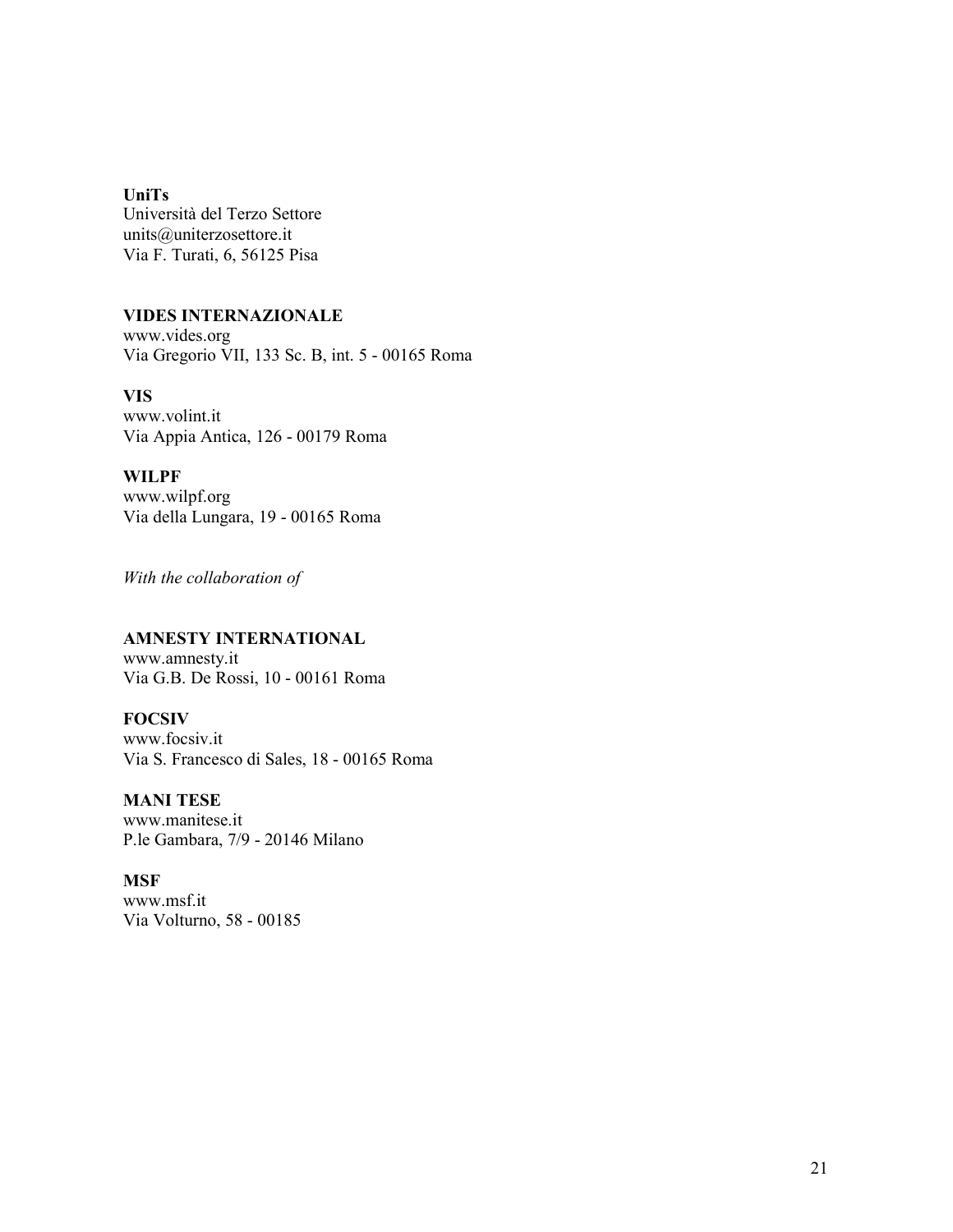**UniTs**
Università del Terzo Settore
units@uniterzosettore.it
Via F. Turati, 6, 56125 Pisa

**VIDES INTERNAZIONALE**
www.vides.org
Via Gregorio VII, 133 Sc. B, int. 5 - 00165 Roma

**VIS**
www.volint.it
Via Appia Antica, 126 - 00179 Roma

**WILPF**
www.wilpf.org
Via della Lungara, 19 - 00165 Roma

*With the collaboration of*

**AMNESTY INTERNATIONAL**
www.amnesty.it
Via G.B. De Rossi, 10 - 00161 Roma

**FOCSIV**
www.focsiv.it
Via S. Francesco di Sales, 18 - 00165 Roma

**MANI TESE**
www.manitese.it
P.le Gambara, 7/9 - 20146 Milano

**MSF**
www.msf.it
Via Volturno, 58 - 00185